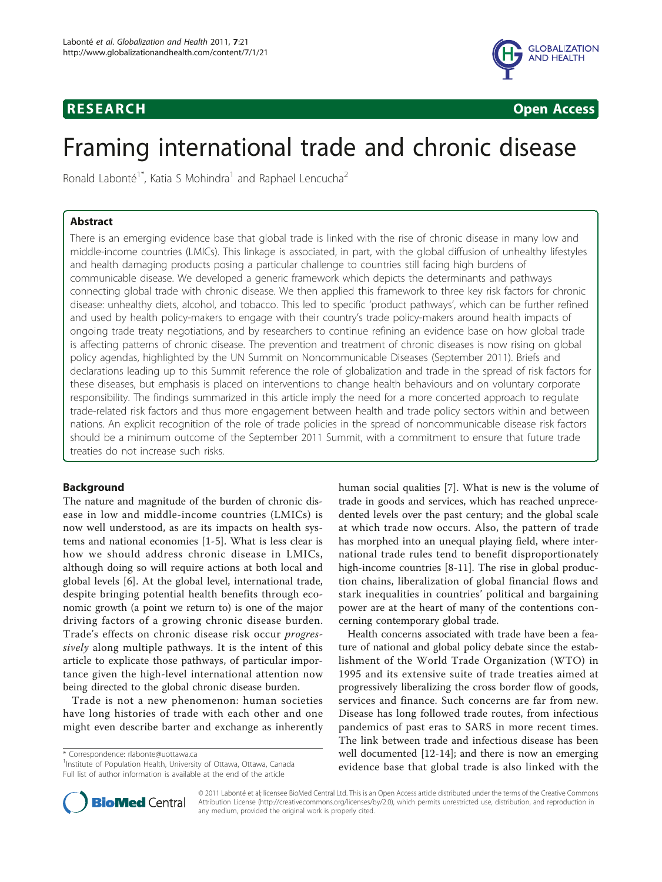**RESEARCH** **Open Access**

# Framing international trade and chronic disease

Ronald Labonté[1*], Katia S Mohindra[1] and Raphael Lencucha[2]

## Abstract

There is an emerging evidence base that global trade is linked with the rise of chronic disease in many low and middle-income countries (LMICs). This linkage is associated, in part, with the global diffusion of unhealthy lifestyles and health damaging products posing a particular challenge to countries still facing high burdens of communicable disease. We developed a generic framework which depicts the determinants and pathways connecting global trade with chronic disease. We then applied this framework to three key risk factors for chronic disease: unhealthy diets, alcohol, and tobacco. This led to specific 'product pathways', which can be further refined and used by health policy-makers to engage with their country's trade policy-makers around health impacts of ongoing trade treaty negotiations, and by researchers to continue refining an evidence base on how global trade is affecting patterns of chronic disease. The prevention and treatment of chronic diseases is now rising on global policy agendas, highlighted by the UN Summit on Noncommunicable Diseases (September 2011). Briefs and declarations leading up to this Summit reference the role of globalization and trade in the spread of risk factors for these diseases, but emphasis is placed on interventions to change health behaviours and on voluntary corporate responsibility. The findings summarized in this article imply the need for a more concerted approach to regulate trade-related risk factors and thus more engagement between health and trade policy sectors within and between nations. An explicit recognition of the role of trade policies in the spread of noncommunicable disease risk factors should be a minimum outcome of the September 2011 Summit, with a commitment to ensure that future trade treaties do not increase such risks.

## Background

The nature and magnitude of the burden of chronic disease in low and middle-income countries (LMICs) is now well understood, as are its impacts on health systems and national economies [1-5]. What is less clear is how we should address chronic disease in LMICs, although doing so will require actions at both local and global levels [6]. At the global level, international trade, despite bringing potential health benefits through economic growth (a point we return to) is one of the major driving factors of a growing chronic disease burden. Trade's effects on chronic disease risk occur *progressively* along multiple pathways. It is the intent of this article to explicate those pathways, of particular importance given the high-level international attention now being directed to the global chronic disease burden.

Trade is not a new phenomenon: human societies have long histories of trade with each other and one might even describe barter and exchange as inherently human social qualities [7]. What is new is the volume of trade in goods and services, which has reached unprecedented levels over the past century; and the global scale at which trade now occurs. Also, the pattern of trade has morphed into an unequal playing field, where international trade rules tend to benefit disproportionately high-income countries [8-11]. The rise in global production chains, liberalization of global financial flows and stark inequalities in countries' political and bargaining power are at the heart of many of the contentions concerning contemporary global trade.

Health concerns associated with trade have been a feature of national and global policy debate since the establishment of the World Trade Organization (WTO) in 1995 and its extensive suite of trade treaties aimed at progressively liberalizing the cross border flow of goods, services and finance. Such concerns are far from new. Disease has long followed trade routes, from infectious pandemics of past eras to SARS in more recent times. The link between trade and infectious disease has been well documented [12-14]; and there is now an emerging evidence base that global trade is also linked with the

\* Correspondence: rlabonte@uottawa.ca
[1]Institute of Population Health, University of Ottawa, Ottawa, Canada
Full list of author information is available at the end of the article

© 2011 Labonté et al; licensee BioMed Central Ltd. This is an Open Access article distributed under the terms of the Creative Commons Attribution License (http://creativecommons.org/licenses/by/2.0), which permits unrestricted use, distribution, and reproduction in any medium, provided the original work is properly cited.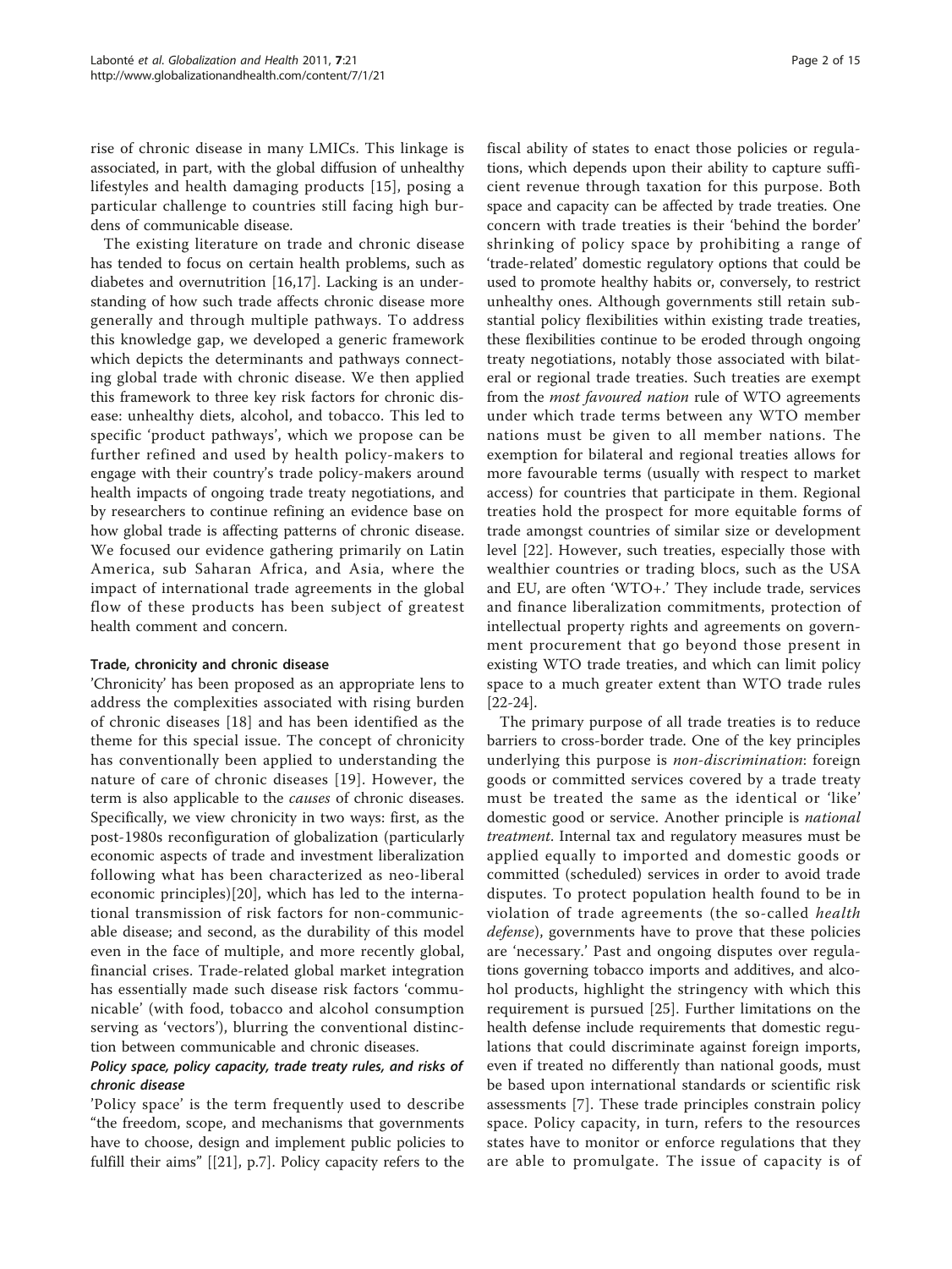rise of chronic disease in many LMICs. This linkage is associated, in part, with the global diffusion of unhealthy lifestyles and health damaging products [15], posing a particular challenge to countries still facing high burdens of communicable disease.

The existing literature on trade and chronic disease has tended to focus on certain health problems, such as diabetes and overnutrition [16,17]. Lacking is an understanding of how such trade affects chronic disease more generally and through multiple pathways. To address this knowledge gap, we developed a generic framework which depicts the determinants and pathways connecting global trade with chronic disease. We then applied this framework to three key risk factors for chronic disease: unhealthy diets, alcohol, and tobacco. This led to specific 'product pathways', which we propose can be further refined and used by health policy-makers to engage with their country's trade policy-makers around health impacts of ongoing trade treaty negotiations, and by researchers to continue refining an evidence base on how global trade is affecting patterns of chronic disease. We focused our evidence gathering primarily on Latin America, sub Saharan Africa, and Asia, where the impact of international trade agreements in the global flow of these products has been subject of greatest health comment and concern.

### Trade, chronicity and chronic disease

'Chronicity' has been proposed as an appropriate lens to address the complexities associated with rising burden of chronic diseases [18] and has been identified as the theme for this special issue. The concept of chronicity has conventionally been applied to understanding the nature of care of chronic diseases [19]. However, the term is also applicable to the *causes* of chronic diseases. Specifically, we view chronicity in two ways: first, as the post-1980s reconfiguration of globalization (particularly economic aspects of trade and investment liberalization following what has been characterized as neo-liberal economic principles)[20], which has led to the international transmission of risk factors for non-communicable disease; and second, as the durability of this model even in the face of multiple, and more recently global, financial crises. Trade-related global market integration has essentially made such disease risk factors 'communicable' (with food, tobacco and alcohol consumption serving as 'vectors'), blurring the conventional distinction between communicable and chronic diseases.

#### *Policy space, policy capacity, trade treaty rules, and risks of chronic disease*

'Policy space' is the term frequently used to describe "the freedom, scope, and mechanisms that governments have to choose, design and implement public policies to fulfill their aims" [[21], p.7]. Policy capacity refers to the fiscal ability of states to enact those policies or regulations, which depends upon their ability to capture sufficient revenue through taxation for this purpose. Both space and capacity can be affected by trade treaties. One concern with trade treaties is their 'behind the border' shrinking of policy space by prohibiting a range of 'trade-related' domestic regulatory options that could be used to promote healthy habits or, conversely, to restrict unhealthy ones. Although governments still retain substantial policy flexibilities within existing trade treaties, these flexibilities continue to be eroded through ongoing treaty negotiations, notably those associated with bilateral or regional trade treaties. Such treaties are exempt from the *most favoured nation* rule of WTO agreements under which trade terms between any WTO member nations must be given to all member nations. The exemption for bilateral and regional treaties allows for more favourable terms (usually with respect to market access) for countries that participate in them. Regional treaties hold the prospect for more equitable forms of trade amongst countries of similar size or development level [22]. However, such treaties, especially those with wealthier countries or trading blocs, such as the USA and EU, are often 'WTO+.' They include trade, services and finance liberalization commitments, protection of intellectual property rights and agreements on government procurement that go beyond those present in existing WTO trade treaties, and which can limit policy space to a much greater extent than WTO trade rules [22-24].

The primary purpose of all trade treaties is to reduce barriers to cross-border trade. One of the key principles underlying this purpose is *non-discrimination*: foreign goods or committed services covered by a trade treaty must be treated the same as the identical or 'like' domestic good or service. Another principle is *national treatment*. Internal tax and regulatory measures must be applied equally to imported and domestic goods or committed (scheduled) services in order to avoid trade disputes. To protect population health found to be in violation of trade agreements (the so-called *health defense*), governments have to prove that these policies are 'necessary.' Past and ongoing disputes over regulations governing tobacco imports and additives, and alcohol products, highlight the stringency with which this requirement is pursued [25]. Further limitations on the health defense include requirements that domestic regulations that could discriminate against foreign imports, even if treated no differently than national goods, must be based upon international standards or scientific risk assessments [7]. These trade principles constrain policy space. Policy capacity, in turn, refers to the resources states have to monitor or enforce regulations that they are able to promulgate. The issue of capacity is of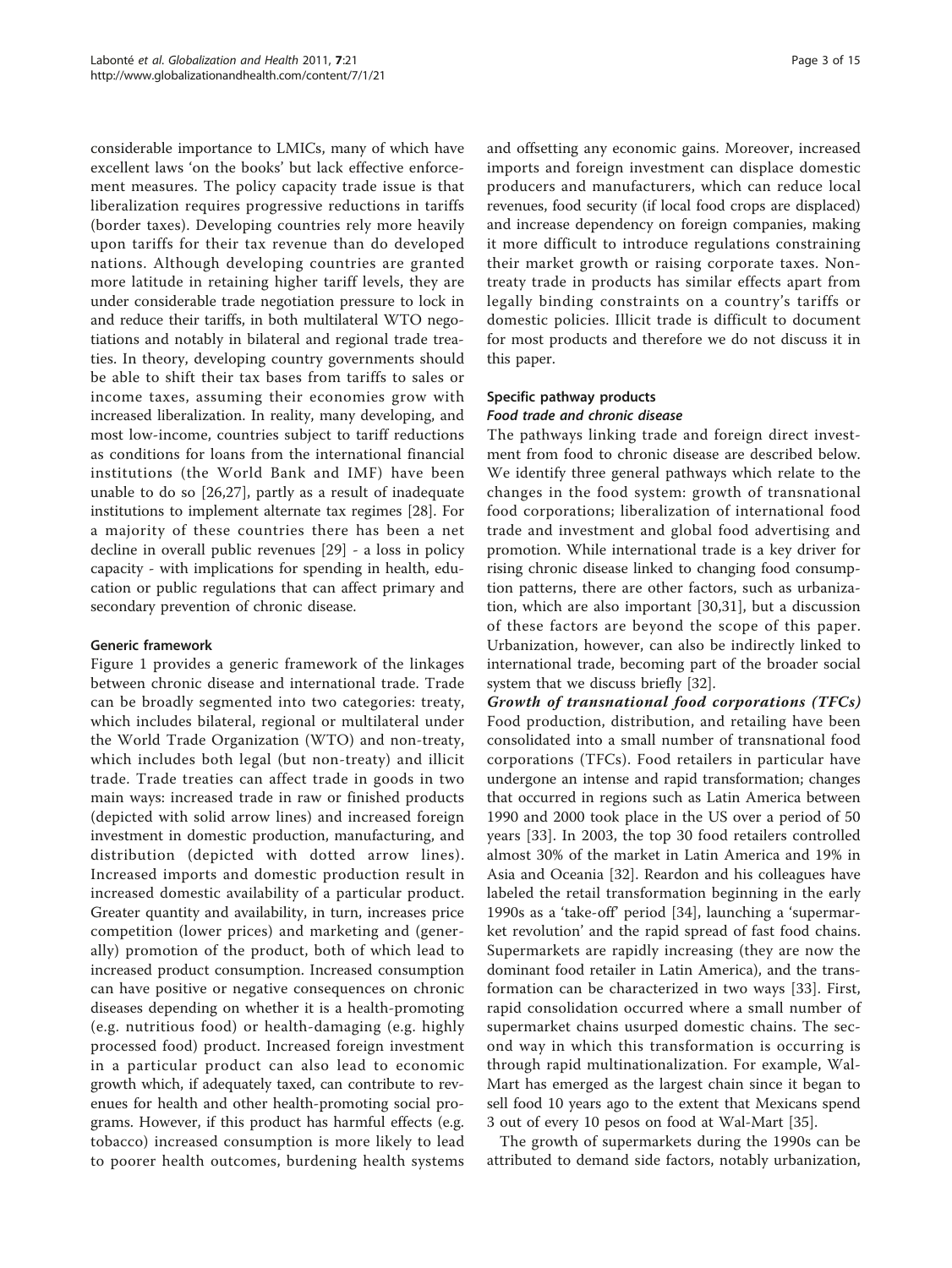considerable importance to LMICs, many of which have excellent laws 'on the books' but lack effective enforcement measures. The policy capacity trade issue is that liberalization requires progressive reductions in tariffs (border taxes). Developing countries rely more heavily upon tariffs for their tax revenue than do developed nations. Although developing countries are granted more latitude in retaining higher tariff levels, they are under considerable trade negotiation pressure to lock in and reduce their tariffs, in both multilateral WTO negotiations and notably in bilateral and regional trade treaties. In theory, developing country governments should be able to shift their tax bases from tariffs to sales or income taxes, assuming their economies grow with increased liberalization. In reality, many developing, and most low-income, countries subject to tariff reductions as conditions for loans from the international financial institutions (the World Bank and IMF) have been unable to do so [26,27], partly as a result of inadequate institutions to implement alternate tax regimes [28]. For a majority of these countries there has been a net decline in overall public revenues [29] - a loss in policy capacity - with implications for spending in health, education or public regulations that can affect primary and secondary prevention of chronic disease.

### Generic framework

Figure 1 provides a generic framework of the linkages between chronic disease and international trade. Trade can be broadly segmented into two categories: treaty, which includes bilateral, regional or multilateral under the World Trade Organization (WTO) and non-treaty, which includes both legal (but non-treaty) and illicit trade. Trade treaties can affect trade in goods in two main ways: increased trade in raw or finished products (depicted with solid arrow lines) and increased foreign investment in domestic production, manufacturing, and distribution (depicted with dotted arrow lines). Increased imports and domestic production result in increased domestic availability of a particular product. Greater quantity and availability, in turn, increases price competition (lower prices) and marketing and (generally) promotion of the product, both of which lead to increased product consumption. Increased consumption can have positive or negative consequences on chronic diseases depending on whether it is a health-promoting (e.g. nutritious food) or health-damaging (e.g. highly processed food) product. Increased foreign investment in a particular product can also lead to economic growth which, if adequately taxed, can contribute to revenues for health and other health-promoting social programs. However, if this product has harmful effects (e.g. tobacco) increased consumption is more likely to lead to poorer health outcomes, burdening health systems and offsetting any economic gains. Moreover, increased imports and foreign investment can displace domestic producers and manufacturers, which can reduce local revenues, food security (if local food crops are displaced) and increase dependency on foreign companies, making it more difficult to introduce regulations constraining their market growth or raising corporate taxes. Non-treaty trade in products has similar effects apart from legally binding constraints on a country's tariffs or domestic policies. Illicit trade is difficult to document for most products and therefore we do not discuss it in this paper.

### Specific pathway products

#### *Food trade and chronic disease*

The pathways linking trade and foreign direct investment from food to chronic disease are described below. We identify three general pathways which relate to the changes in the food system: growth of transnational food corporations; liberalization of international food trade and investment and global food advertising and promotion. While international trade is a key driver for rising chronic disease linked to changing food consumption patterns, there are other factors, such as urbanization, which are also important [30,31], but a discussion of these factors are beyond the scope of this paper. Urbanization, however, can also be indirectly linked to international trade, becoming part of the broader social system that we discuss briefly [32].

***Growth of transnational food corporations (TFCs)*** Food production, distribution, and retailing have been consolidated into a small number of transnational food corporations (TFCs). Food retailers in particular have undergone an intense and rapid transformation; changes that occurred in regions such as Latin America between 1990 and 2000 took place in the US over a period of 50 years [33]. In 2003, the top 30 food retailers controlled almost 30% of the market in Latin America and 19% in Asia and Oceania [32]. Reardon and his colleagues have labeled the retail transformation beginning in the early 1990s as a 'take-off' period [34], launching a 'supermarket revolution' and the rapid spread of fast food chains. Supermarkets are rapidly increasing (they are now the dominant food retailer in Latin America), and the transformation can be characterized in two ways [33]. First, rapid consolidation occurred where a small number of supermarket chains usurped domestic chains. The second way in which this transformation is occurring is through rapid multinationalization. For example, Wal-Mart has emerged as the largest chain since it began to sell food 10 years ago to the extent that Mexicans spend 3 out of every 10 pesos on food at Wal-Mart [35].

The growth of supermarkets during the 1990s can be attributed to demand side factors, notably urbanization,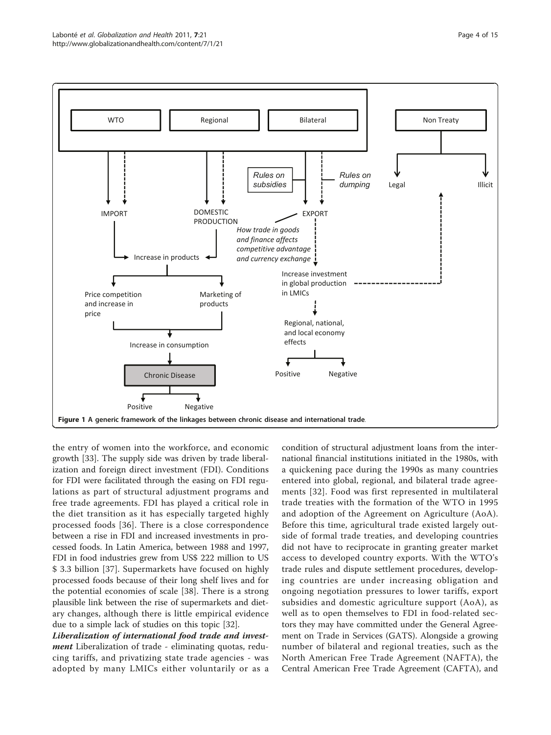**Figure 1 A generic framework of the linkages between chronic disease and international trade**.

the entry of women into the workforce, and economic growth [33]. The supply side was driven by trade liberalization and foreign direct investment (FDI). Conditions for FDI were facilitated through the easing on FDI regulations as part of structural adjustment programs and free trade agreements. FDI has played a critical role in the diet transition as it has especially targeted highly processed foods [36]. There is a close correspondence between a rise in FDI and increased investments in processed foods. In Latin America, between 1988 and 1997, FDI in food industries grew from US$ 222 million to US $ 3.3 billion [37]. Supermarkets have focused on highly processed foods because of their long shelf lives and for the potential economies of scale [38]. There is a strong plausible link between the rise of supermarkets and dietary changes, although there is little empirical evidence due to a simple lack of studies on this topic [32].

***Liberalization of international food trade and investment*** Liberalization of trade - eliminating quotas, reducing tariffs, and privatizing state trade agencies - was adopted by many LMICs either voluntarily or as a condition of structural adjustment loans from the international financial institutions initiated in the 1980s, with a quickening pace during the 1990s as many countries entered into global, regional, and bilateral trade agreements [32]. Food was first represented in multilateral trade treaties with the formation of the WTO in 1995 and adoption of the Agreement on Agriculture (AoA). Before this time, agricultural trade existed largely outside of formal trade treaties, and developing countries did not have to reciprocate in granting greater market access to developed country exports. With the WTO's trade rules and dispute settlement procedures, developing countries are under increasing obligation and ongoing negotiation pressures to lower tariffs, export subsidies and domestic agriculture support (AoA), as well as to open themselves to FDI in food-related sectors they may have committed under the General Agreement on Trade in Services (GATS). Alongside a growing number of bilateral and regional treaties, such as the North American Free Trade Agreement (NAFTA), the Central American Free Trade Agreement (CAFTA), and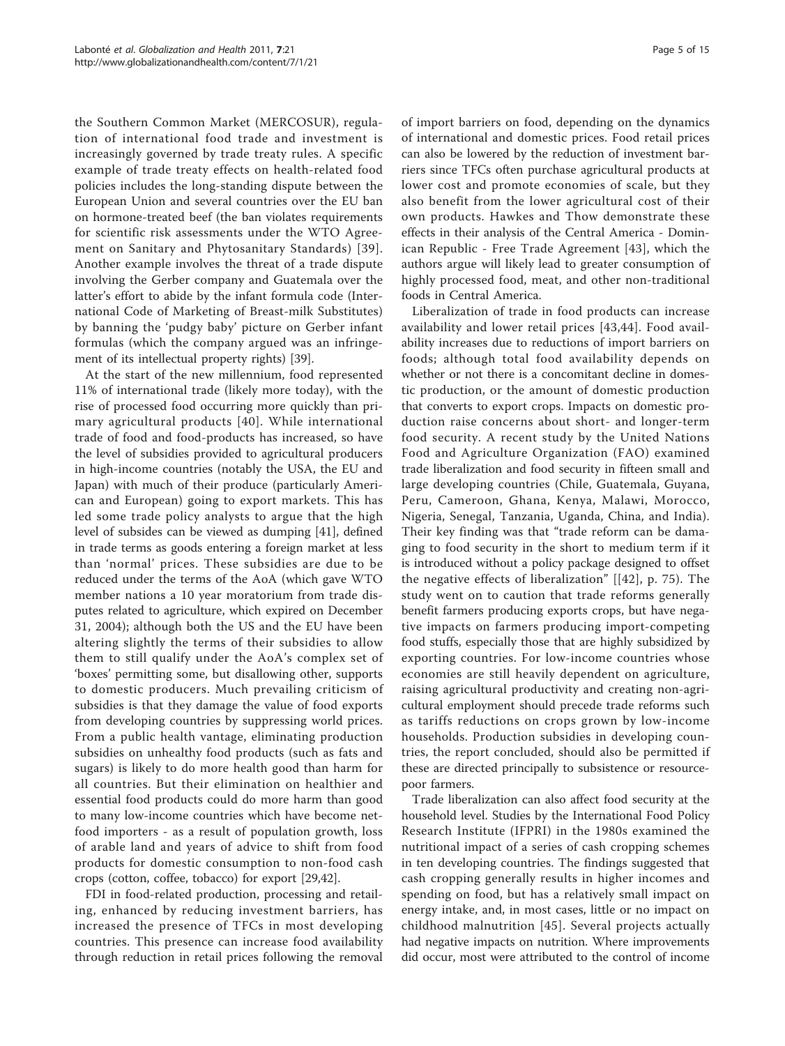the Southern Common Market (MERCOSUR), regulation of international food trade and investment is increasingly governed by trade treaty rules. A specific example of trade treaty effects on health-related food policies includes the long-standing dispute between the European Union and several countries over the EU ban on hormone-treated beef (the ban violates requirements for scientific risk assessments under the WTO Agreement on Sanitary and Phytosanitary Standards) [39]. Another example involves the threat of a trade dispute involving the Gerber company and Guatemala over the latter's effort to abide by the infant formula code (International Code of Marketing of Breast-milk Substitutes) by banning the 'pudgy baby' picture on Gerber infant formulas (which the company argued was an infringement of its intellectual property rights) [39].

At the start of the new millennium, food represented 11% of international trade (likely more today), with the rise of processed food occurring more quickly than primary agricultural products [40]. While international trade of food and food-products has increased, so have the level of subsidies provided to agricultural producers in high-income countries (notably the USA, the EU and Japan) with much of their produce (particularly American and European) going to export markets. This has led some trade policy analysts to argue that the high level of subsides can be viewed as dumping [41], defined in trade terms as goods entering a foreign market at less than 'normal' prices. These subsidies are due to be reduced under the terms of the AoA (which gave WTO member nations a 10 year moratorium from trade disputes related to agriculture, which expired on December 31, 2004); although both the US and the EU have been altering slightly the terms of their subsidies to allow them to still qualify under the AoA's complex set of 'boxes' permitting some, but disallowing other, supports to domestic producers. Much prevailing criticism of subsidies is that they damage the value of food exports from developing countries by suppressing world prices. From a public health vantage, eliminating production subsidies on unhealthy food products (such as fats and sugars) is likely to do more health good than harm for all countries. But their elimination on healthier and essential food products could do more harm than good to many low-income countries which have become net-food importers - as a result of population growth, loss of arable land and years of advice to shift from food products for domestic consumption to non-food cash crops (cotton, coffee, tobacco) for export [29,42].

FDI in food-related production, processing and retailing, enhanced by reducing investment barriers, has increased the presence of TFCs in most developing countries. This presence can increase food availability through reduction in retail prices following the removal of import barriers on food, depending on the dynamics of international and domestic prices. Food retail prices can also be lowered by the reduction of investment barriers since TFCs often purchase agricultural products at lower cost and promote economies of scale, but they also benefit from the lower agricultural cost of their own products. Hawkes and Thow demonstrate these effects in their analysis of the Central America - Dominican Republic - Free Trade Agreement [43], which the authors argue will likely lead to greater consumption of highly processed food, meat, and other non-traditional foods in Central America.

Liberalization of trade in food products can increase availability and lower retail prices [43,44]. Food availability increases due to reductions of import barriers on foods; although total food availability depends on whether or not there is a concomitant decline in domestic production, or the amount of domestic production that converts to export crops. Impacts on domestic production raise concerns about short- and longer-term food security. A recent study by the United Nations Food and Agriculture Organization (FAO) examined trade liberalization and food security in fifteen small and large developing countries (Chile, Guatemala, Guyana, Peru, Cameroon, Ghana, Kenya, Malawi, Morocco, Nigeria, Senegal, Tanzania, Uganda, China, and India). Their key finding was that "trade reform can be damaging to food security in the short to medium term if it is introduced without a policy package designed to offset the negative effects of liberalization" [[42], p. 75). The study went on to caution that trade reforms generally benefit farmers producing exports crops, but have negative impacts on farmers producing import-competing food stuffs, especially those that are highly subsidized by exporting countries. For low-income countries whose economies are still heavily dependent on agriculture, raising agricultural productivity and creating non-agricultural employment should precede trade reforms such as tariffs reductions on crops grown by low-income households. Production subsidies in developing countries, the report concluded, should also be permitted if these are directed principally to subsistence or resource-poor farmers.

Trade liberalization can also affect food security at the household level. Studies by the International Food Policy Research Institute (IFPRI) in the 1980s examined the nutritional impact of a series of cash cropping schemes in ten developing countries. The findings suggested that cash cropping generally results in higher incomes and spending on food, but has a relatively small impact on energy intake, and, in most cases, little or no impact on childhood malnutrition [45]. Several projects actually had negative impacts on nutrition. Where improvements did occur, most were attributed to the control of income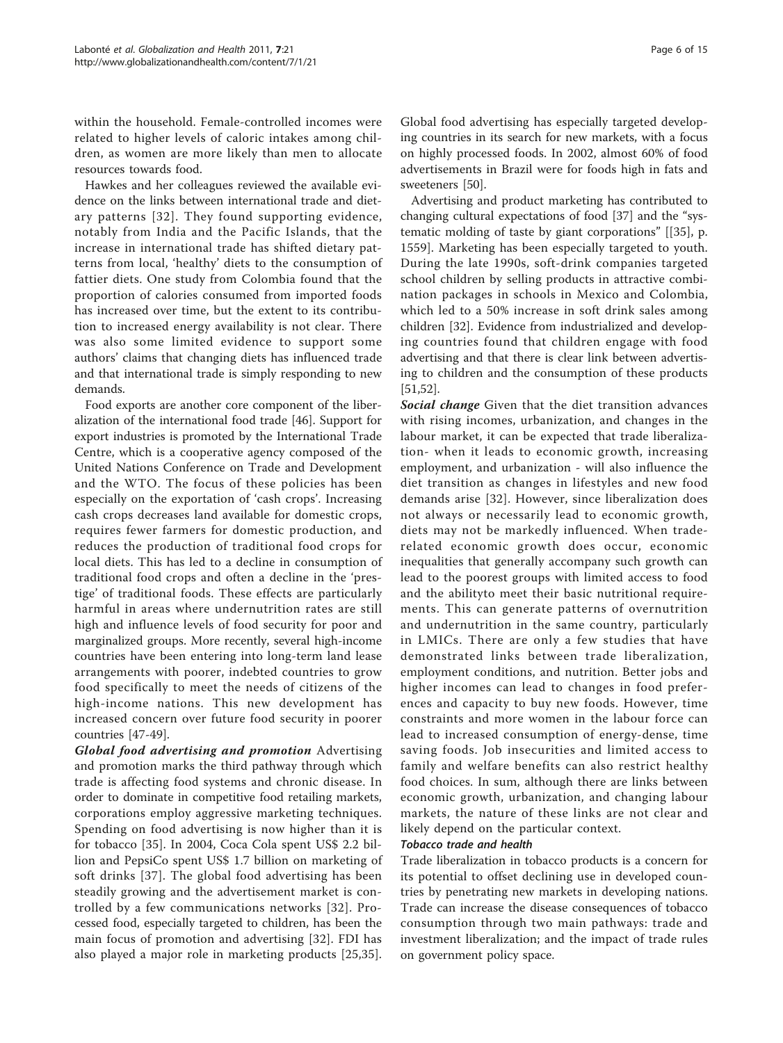within the household. Female-controlled incomes were related to higher levels of caloric intakes among children, as women are more likely than men to allocate resources towards food.

Hawkes and her colleagues reviewed the available evidence on the links between international trade and dietary patterns [32]. They found supporting evidence, notably from India and the Pacific Islands, that the increase in international trade has shifted dietary patterns from local, 'healthy' diets to the consumption of fattier diets. One study from Colombia found that the proportion of calories consumed from imported foods has increased over time, but the extent to its contribution to increased energy availability is not clear. There was also some limited evidence to support some authors' claims that changing diets has influenced trade and that international trade is simply responding to new demands.

Food exports are another core component of the liberalization of the international food trade [46]. Support for export industries is promoted by the International Trade Centre, which is a cooperative agency composed of the United Nations Conference on Trade and Development and the WTO. The focus of these policies has been especially on the exportation of 'cash crops'. Increasing cash crops decreases land available for domestic crops, requires fewer farmers for domestic production, and reduces the production of traditional food crops for local diets. This has led to a decline in consumption of traditional food crops and often a decline in the 'prestige' of traditional foods. These effects are particularly harmful in areas where undernutrition rates are still high and influence levels of food security for poor and marginalized groups. More recently, several high-income countries have been entering into long-term land lease arrangements with poorer, indebted countries to grow food specifically to meet the needs of citizens of the high-income nations. This new development has increased concern over future food security in poorer countries [47-49].

***Global food advertising and promotion*** Advertising and promotion marks the third pathway through which trade is affecting food systems and chronic disease. In order to dominate in competitive food retailing markets, corporations employ aggressive marketing techniques. Spending on food advertising is now higher than it is for tobacco [35]. In 2004, Coca Cola spent US$ 2.2 billion and PepsiCo spent US$ 1.7 billion on marketing of soft drinks [37]. The global food advertising has been steadily growing and the advertisement market is controlled by a few communications networks [32]. Processed food, especially targeted to children, has been the main focus of promotion and advertising [32]. FDI has also played a major role in marketing products [25,35]. Global food advertising has especially targeted developing countries in its search for new markets, with a focus on highly processed foods. In 2002, almost 60% of food advertisements in Brazil were for foods high in fats and sweeteners [50].

Advertising and product marketing has contributed to changing cultural expectations of food [37] and the "systematic molding of taste by giant corporations" [[35], p. 1559]. Marketing has been especially targeted to youth. During the late 1990s, soft-drink companies targeted school children by selling products in attractive combination packages in schools in Mexico and Colombia, which led to a 50% increase in soft drink sales among children [32]. Evidence from industrialized and developing countries found that children engage with food advertising and that there is clear link between advertising to children and the consumption of these products [51,52].

***Social change*** Given that the diet transition advances with rising incomes, urbanization, and changes in the labour market, it can be expected that trade liberalization- when it leads to economic growth, increasing employment, and urbanization - will also influence the diet transition as changes in lifestyles and new food demands arise [32]. However, since liberalization does not always or necessarily lead to economic growth, diets may not be markedly influenced. When trade-related economic growth does occur, economic inequalities that generally accompany such growth can lead to the poorest groups with limited access to food and the abilityto meet their basic nutritional requirements. This can generate patterns of overnutrition and undernutrition in the same country, particularly in LMICs. There are only a few studies that have demonstrated links between trade liberalization, employment conditions, and nutrition. Better jobs and higher incomes can lead to changes in food preferences and capacity to buy new foods. However, time constraints and more women in the labour force can lead to increased consumption of energy-dense, time saving foods. Job insecurities and limited access to family and welfare benefits can also restrict healthy food choices. In sum, although there are links between economic growth, urbanization, and changing labour markets, the nature of these links are not clear and likely depend on the particular context.

#### *Tobacco trade and health*

Trade liberalization in tobacco products is a concern for its potential to offset declining use in developed countries by penetrating new markets in developing nations. Trade can increase the disease consequences of tobacco consumption through two main pathways: trade and investment liberalization; and the impact of trade rules on government policy space.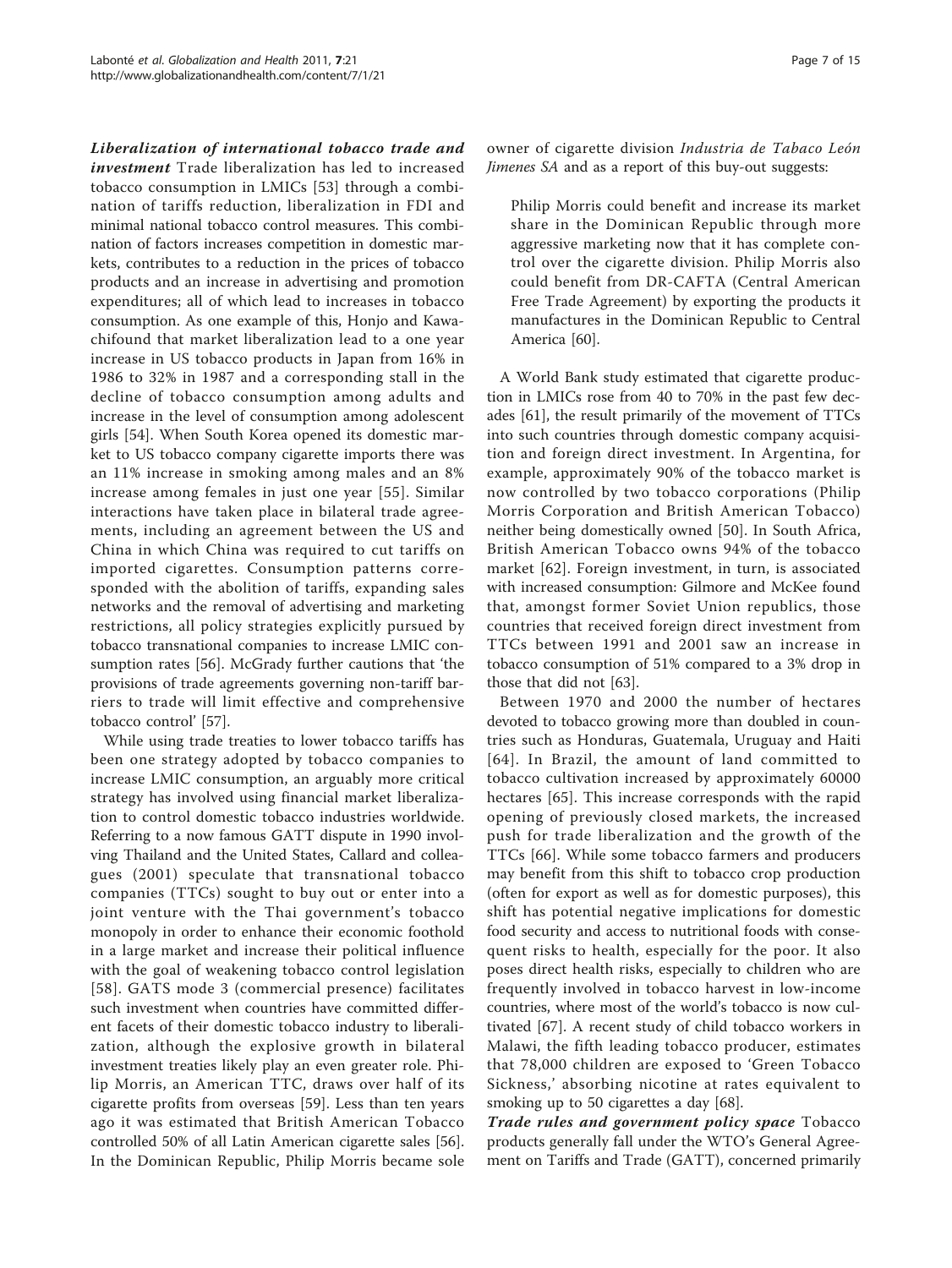***Liberalization of international tobacco trade and investment*** Trade liberalization has led to increased tobacco consumption in LMICs [53] through a combination of tariffs reduction, liberalization in FDI and minimal national tobacco control measures. This combination of factors increases competition in domestic markets, contributes to a reduction in the prices of tobacco products and an increase in advertising and promotion expenditures; all of which lead to increases in tobacco consumption. As one example of this, Honjo and Kawachifound that market liberalization lead to a one year increase in US tobacco products in Japan from 16% in 1986 to 32% in 1987 and a corresponding stall in the decline of tobacco consumption among adults and increase in the level of consumption among adolescent girls [54]. When South Korea opened its domestic market to US tobacco company cigarette imports there was an 11% increase in smoking among males and an 8% increase among females in just one year [55]. Similar interactions have taken place in bilateral trade agreements, including an agreement between the US and China in which China was required to cut tariffs on imported cigarettes. Consumption patterns corresponded with the abolition of tariffs, expanding sales networks and the removal of advertising and marketing restrictions, all policy strategies explicitly pursued by tobacco transnational companies to increase LMIC consumption rates [56]. McGrady further cautions that 'the provisions of trade agreements governing non-tariff barriers to trade will limit effective and comprehensive tobacco control' [57].

While using trade treaties to lower tobacco tariffs has been one strategy adopted by tobacco companies to increase LMIC consumption, an arguably more critical strategy has involved using financial market liberalization to control domestic tobacco industries worldwide. Referring to a now famous GATT dispute in 1990 involving Thailand and the United States, Callard and colleagues (2001) speculate that transnational tobacco companies (TTCs) sought to buy out or enter into a joint venture with the Thai government's tobacco monopoly in order to enhance their economic foothold in a large market and increase their political influence with the goal of weakening tobacco control legislation [58]. GATS mode 3 (commercial presence) facilitates such investment when countries have committed different facets of their domestic tobacco industry to liberalization, although the explosive growth in bilateral investment treaties likely play an even greater role. Philip Morris, an American TTC, draws over half of its cigarette profits from overseas [59]. Less than ten years ago it was estimated that British American Tobacco controlled 50% of all Latin American cigarette sales [56]. In the Dominican Republic, Philip Morris became sole owner of cigarette division *Industria de Tabaco León Jimenes SA* and as a report of this buy-out suggests:

> Philip Morris could benefit and increase its market share in the Dominican Republic through more aggressive marketing now that it has complete control over the cigarette division. Philip Morris also could benefit from DR-CAFTA (Central American Free Trade Agreement) by exporting the products it manufactures in the Dominican Republic to Central America [60].

A World Bank study estimated that cigarette production in LMICs rose from 40 to 70% in the past few decades [61], the result primarily of the movement of TTCs into such countries through domestic company acquisition and foreign direct investment. In Argentina, for example, approximately 90% of the tobacco market is now controlled by two tobacco corporations (Philip Morris Corporation and British American Tobacco) neither being domestically owned [50]. In South Africa, British American Tobacco owns 94% of the tobacco market [62]. Foreign investment, in turn, is associated with increased consumption: Gilmore and McKee found that, amongst former Soviet Union republics, those countries that received foreign direct investment from TTCs between 1991 and 2001 saw an increase in tobacco consumption of 51% compared to a 3% drop in those that did not [63].

Between 1970 and 2000 the number of hectares devoted to tobacco growing more than doubled in countries such as Honduras, Guatemala, Uruguay and Haiti [64]. In Brazil, the amount of land committed to tobacco cultivation increased by approximately 60000 hectares [65]. This increase corresponds with the rapid opening of previously closed markets, the increased push for trade liberalization and the growth of the TTCs [66]. While some tobacco farmers and producers may benefit from this shift to tobacco crop production (often for export as well as for domestic purposes), this shift has potential negative implications for domestic food security and access to nutritional foods with consequent risks to health, especially for the poor. It also poses direct health risks, especially to children who are frequently involved in tobacco harvest in low-income countries, where most of the world's tobacco is now cultivated [67]. A recent study of child tobacco workers in Malawi, the fifth leading tobacco producer, estimates that 78,000 children are exposed to 'Green Tobacco Sickness,' absorbing nicotine at rates equivalent to smoking up to 50 cigarettes a day [68].

***Trade rules and government policy space*** Tobacco products generally fall under the WTO's General Agreement on Tariffs and Trade (GATT), concerned primarily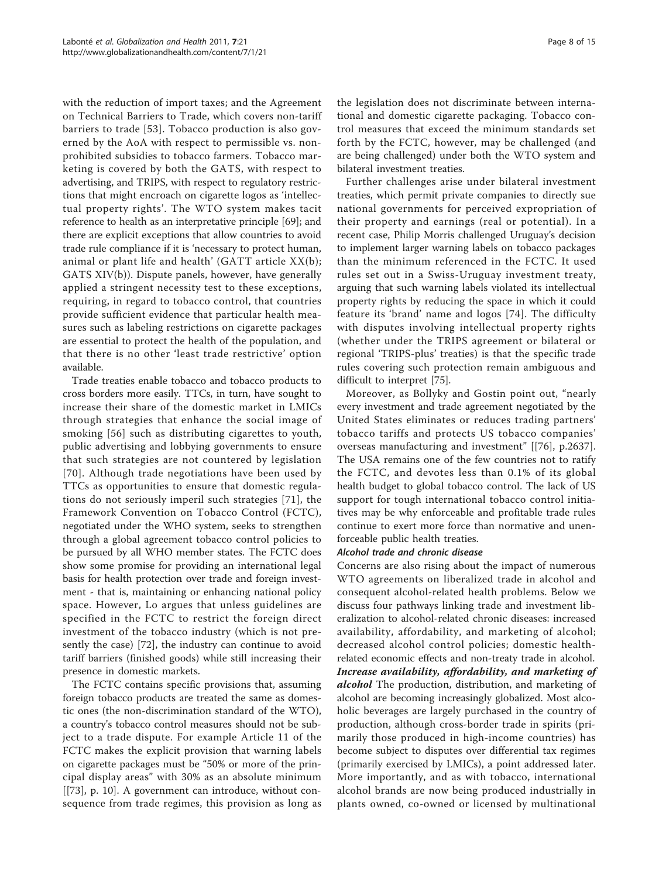with the reduction of import taxes; and the Agreement on Technical Barriers to Trade, which covers non-tariff barriers to trade [53]. Tobacco production is also governed by the AoA with respect to permissible vs. non-prohibited subsidies to tobacco farmers. Tobacco marketing is covered by both the GATS, with respect to advertising, and TRIPS, with respect to regulatory restrictions that might encroach on cigarette logos as 'intellectual property rights'. The WTO system makes tacit reference to health as an interpretative principle [69]; and there are explicit exceptions that allow countries to avoid trade rule compliance if it is 'necessary to protect human, animal or plant life and health' (GATT article XX(b); GATS XIV(b)). Dispute panels, however, have generally applied a stringent necessity test to these exceptions, requiring, in regard to tobacco control, that countries provide sufficient evidence that particular health measures such as labeling restrictions on cigarette packages are essential to protect the health of the population, and that there is no other 'least trade restrictive' option available.

Trade treaties enable tobacco and tobacco products to cross borders more easily. TTCs, in turn, have sought to increase their share of the domestic market in LMICs through strategies that enhance the social image of smoking [56] such as distributing cigarettes to youth, public advertising and lobbying governments to ensure that such strategies are not countered by legislation [70]. Although trade negotiations have been used by TTCs as opportunities to ensure that domestic regulations do not seriously imperil such strategies [71], the Framework Convention on Tobacco Control (FCTC), negotiated under the WHO system, seeks to strengthen through a global agreement tobacco control policies to be pursued by all WHO member states. The FCTC does show some promise for providing an international legal basis for health protection over trade and foreign investment - that is, maintaining or enhancing national policy space. However, Lo argues that unless guidelines are specified in the FCTC to restrict the foreign direct investment of the tobacco industry (which is not presently the case) [72], the industry can continue to avoid tariff barriers (finished goods) while still increasing their presence in domestic markets.

The FCTC contains specific provisions that, assuming foreign tobacco products are treated the same as domestic ones (the non-discrimination standard of the WTO), a country's tobacco control measures should not be subject to a trade dispute. For example Article 11 of the FCTC makes the explicit provision that warning labels on cigarette packages must be "50% or more of the principal display areas" with 30% as an absolute minimum [[73], p. 10]. A government can introduce, without consequence from trade regimes, this provision as long as the legislation does not discriminate between international and domestic cigarette packaging. Tobacco control measures that exceed the minimum standards set forth by the FCTC, however, may be challenged (and are being challenged) under both the WTO system and bilateral investment treaties.

Further challenges arise under bilateral investment treaties, which permit private companies to directly sue national governments for perceived expropriation of their property and earnings (real or potential). In a recent case, Philip Morris challenged Uruguay's decision to implement larger warning labels on tobacco packages than the minimum referenced in the FCTC. It used rules set out in a Swiss-Uruguay investment treaty, arguing that such warning labels violated its intellectual property rights by reducing the space in which it could feature its 'brand' name and logos [74]. The difficulty with disputes involving intellectual property rights (whether under the TRIPS agreement or bilateral or regional 'TRIPS-plus' treaties) is that the specific trade rules covering such protection remain ambiguous and difficult to interpret [75].

Moreover, as Bollyky and Gostin point out, "nearly every investment and trade agreement negotiated by the United States eliminates or reduces trading partners' tobacco tariffs and protects US tobacco companies' overseas manufacturing and investment" [[76], p.2637]. The USA remains one of the few countries not to ratify the FCTC, and devotes less than 0.1% of its global health budget to global tobacco control. The lack of US support for tough international tobacco control initiatives may be why enforceable and profitable trade rules continue to exert more force than normative and unenforceable public health treaties.

#### Alcohol trade and chronic disease

Concerns are also rising about the impact of numerous WTO agreements on liberalized trade in alcohol and consequent alcohol-related health problems. Below we discuss four pathways linking trade and investment liberalization to alcohol-related chronic diseases: increased availability, affordability, and marketing of alcohol; decreased alcohol control policies; domestic health-related economic effects and non-treaty trade in alcohol.

***Increase availability, affordability, and marketing of alcohol*** The production, distribution, and marketing of alcohol are becoming increasingly globalized. Most alcoholic beverages are largely purchased in the country of production, although cross-border trade in spirits (primarily those produced in high-income countries) has become subject to disputes over differential tax regimes (primarily exercised by LMICs), a point addressed later. More importantly, and as with tobacco, international alcohol brands are now being produced industrially in plants owned, co-owned or licensed by multinational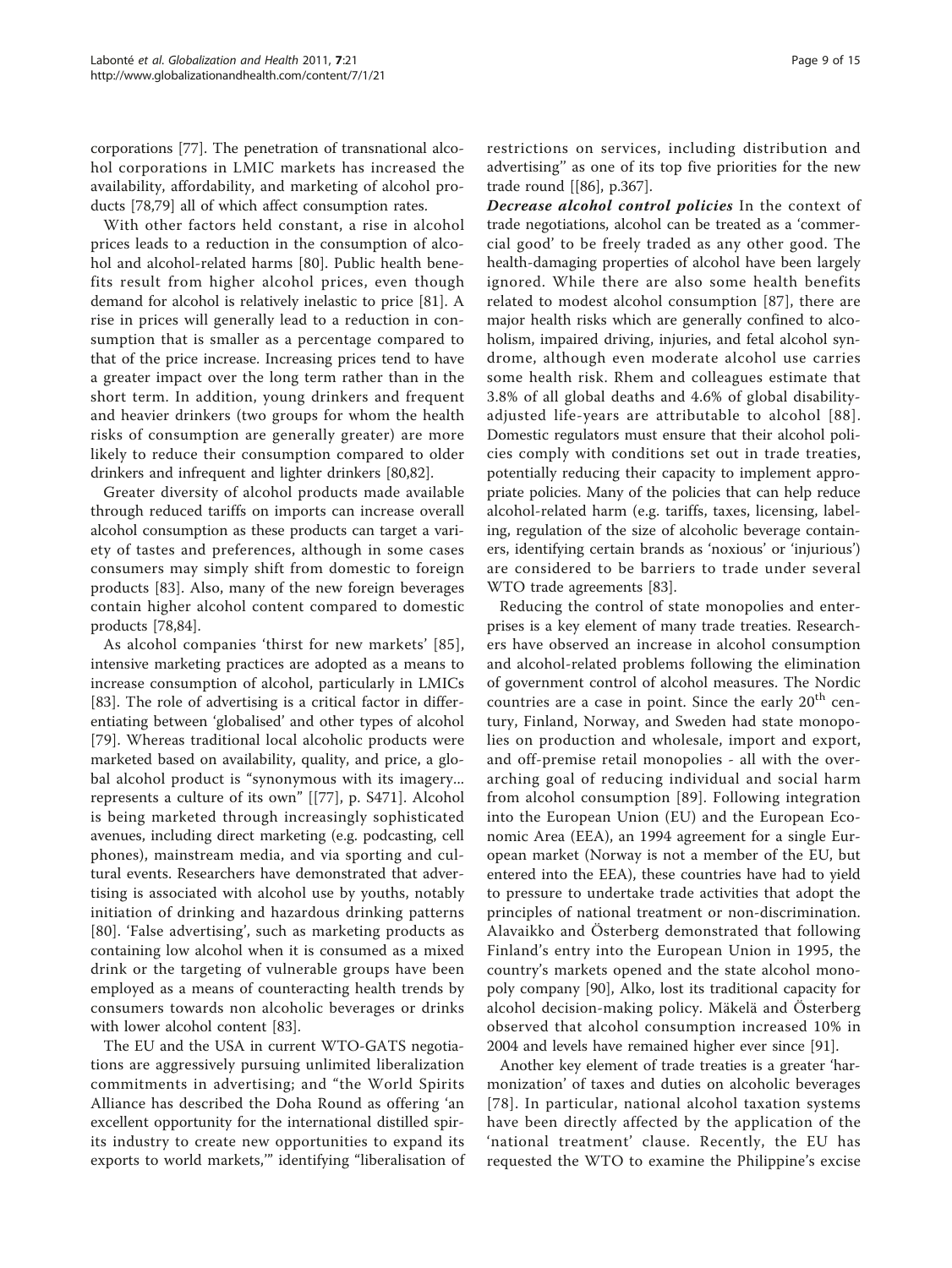corporations [77]. The penetration of transnational alcohol corporations in LMIC markets has increased the availability, affordability, and marketing of alcohol products [78,79] all of which affect consumption rates.

With other factors held constant, a rise in alcohol prices leads to a reduction in the consumption of alcohol and alcohol-related harms [80]. Public health benefits result from higher alcohol prices, even though demand for alcohol is relatively inelastic to price [81]. A rise in prices will generally lead to a reduction in consumption that is smaller as a percentage compared to that of the price increase. Increasing prices tend to have a greater impact over the long term rather than in the short term. In addition, young drinkers and frequent and heavier drinkers (two groups for whom the health risks of consumption are generally greater) are more likely to reduce their consumption compared to older drinkers and infrequent and lighter drinkers [80,82].

Greater diversity of alcohol products made available through reduced tariffs on imports can increase overall alcohol consumption as these products can target a variety of tastes and preferences, although in some cases consumers may simply shift from domestic to foreign products [83]. Also, many of the new foreign beverages contain higher alcohol content compared to domestic products [78,84].

As alcohol companies 'thirst for new markets' [85], intensive marketing practices are adopted as a means to increase consumption of alcohol, particularly in LMICs [83]. The role of advertising is a critical factor in differentiating between 'globalised' and other types of alcohol [79]. Whereas traditional local alcoholic products were marketed based on availability, quality, and price, a global alcohol product is "synonymous with its imagery... represents a culture of its own" [[77], p. S471]. Alcohol is being marketed through increasingly sophisticated avenues, including direct marketing (e.g. podcasting, cell phones), mainstream media, and via sporting and cultural events. Researchers have demonstrated that advertising is associated with alcohol use by youths, notably initiation of drinking and hazardous drinking patterns [80]. 'False advertising', such as marketing products as containing low alcohol when it is consumed as a mixed drink or the targeting of vulnerable groups have been employed as a means of counteracting health trends by consumers towards non alcoholic beverages or drinks with lower alcohol content [83].

The EU and the USA in current WTO-GATS negotiations are aggressively pursuing unlimited liberalization commitments in advertising; and "the World Spirits Alliance has described the Doha Round as offering 'an excellent opportunity for the international distilled spirits industry to create new opportunities to expand its exports to world markets,'" identifying "liberalisation of restrictions on services, including distribution and advertising" as one of its top five priorities for the new trade round [[86], p.367].

***Decrease alcohol control policies*** In the context of trade negotiations, alcohol can be treated as a 'commercial good' to be freely traded as any other good. The health-damaging properties of alcohol have been largely ignored. While there are also some health benefits related to modest alcohol consumption [87], there are major health risks which are generally confined to alcoholism, impaired driving, injuries, and fetal alcohol syndrome, although even moderate alcohol use carries some health risk. Rhem and colleagues estimate that 3.8% of all global deaths and 4.6% of global disability-adjusted life-years are attributable to alcohol [88]. Domestic regulators must ensure that their alcohol policies comply with conditions set out in trade treaties, potentially reducing their capacity to implement appropriate policies. Many of the policies that can help reduce alcohol-related harm (e.g. tariffs, taxes, licensing, labeling, regulation of the size of alcoholic beverage containers, identifying certain brands as 'noxious' or 'injurious') are considered to be barriers to trade under several WTO trade agreements [83].

Reducing the control of state monopolies and enterprises is a key element of many trade treaties. Researchers have observed an increase in alcohol consumption and alcohol-related problems following the elimination of government control of alcohol measures. The Nordic countries are a case in point. Since the early 20[th] century, Finland, Norway, and Sweden had state monopolies on production and wholesale, import and export, and off-premise retail monopolies - all with the overarching goal of reducing individual and social harm from alcohol consumption [89]. Following integration into the European Union (EU) and the European Economic Area (EEA), an 1994 agreement for a single European market (Norway is not a member of the EU, but entered into the EEA), these countries have had to yield to pressure to undertake trade activities that adopt the principles of national treatment or non-discrimination. Alavaikko and Österberg demonstrated that following Finland's entry into the European Union in 1995, the country's markets opened and the state alcohol monopoly company [90], Alko, lost its traditional capacity for alcohol decision-making policy. Mäkelä and Österberg observed that alcohol consumption increased 10% in 2004 and levels have remained higher ever since [91].

Another key element of trade treaties is a greater 'harmonization' of taxes and duties on alcoholic beverages [78]. In particular, national alcohol taxation systems have been directly affected by the application of the 'national treatment' clause. Recently, the EU has requested the WTO to examine the Philippine's excise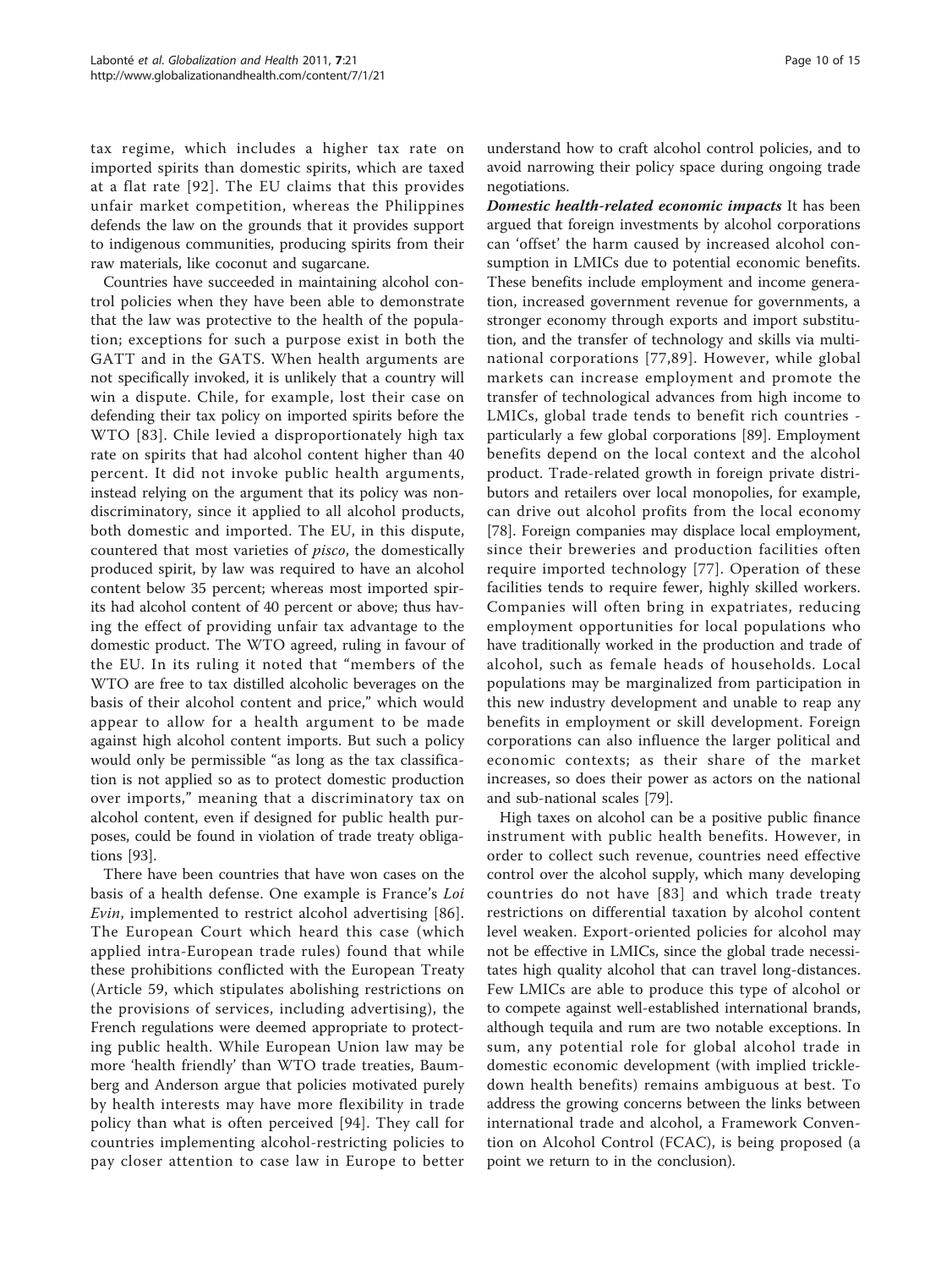tax regime, which includes a higher tax rate on imported spirits than domestic spirits, which are taxed at a flat rate [92]. The EU claims that this provides unfair market competition, whereas the Philippines defends the law on the grounds that it provides support to indigenous communities, producing spirits from their raw materials, like coconut and sugarcane.

Countries have succeeded in maintaining alcohol control policies when they have been able to demonstrate that the law was protective to the health of the population; exceptions for such a purpose exist in both the GATT and in the GATS. When health arguments are not specifically invoked, it is unlikely that a country will win a dispute. Chile, for example, lost their case on defending their tax policy on imported spirits before the WTO [83]. Chile levied a disproportionately high tax rate on spirits that had alcohol content higher than 40 percent. It did not invoke public health arguments, instead relying on the argument that its policy was non-discriminatory, since it applied to all alcohol products, both domestic and imported. The EU, in this dispute, countered that most varieties of *pisco*, the domestically produced spirit, by law was required to have an alcohol content below 35 percent; whereas most imported spirits had alcohol content of 40 percent or above; thus having the effect of providing unfair tax advantage to the domestic product. The WTO agreed, ruling in favour of the EU. In its ruling it noted that "members of the WTO are free to tax distilled alcoholic beverages on the basis of their alcohol content and price," which would appear to allow for a health argument to be made against high alcohol content imports. But such a policy would only be permissible "as long as the tax classification is not applied so as to protect domestic production over imports," meaning that a discriminatory tax on alcohol content, even if designed for public health purposes, could be found in violation of trade treaty obligations [93].

There have been countries that have won cases on the basis of a health defense. One example is France's *Loi Evin*, implemented to restrict alcohol advertising [86]. The European Court which heard this case (which applied intra-European trade rules) found that while these prohibitions conflicted with the European Treaty (Article 59, which stipulates abolishing restrictions on the provisions of services, including advertising), the French regulations were deemed appropriate to protecting public health. While European Union law may be more 'health friendly' than WTO trade treaties, Baumberg and Anderson argue that policies motivated purely by health interests may have more flexibility in trade policy than what is often perceived [94]. They call for countries implementing alcohol-restricting policies to pay closer attention to case law in Europe to better understand how to craft alcohol control policies, and to avoid narrowing their policy space during ongoing trade negotiations.

***Domestic health-related economic impacts*** It has been argued that foreign investments by alcohol corporations can 'offset' the harm caused by increased alcohol consumption in LMICs due to potential economic benefits. These benefits include employment and income generation, increased government revenue for governments, a stronger economy through exports and import substitution, and the transfer of technology and skills via multinational corporations [77,89]. However, while global markets can increase employment and promote the transfer of technological advances from high income to LMICs, global trade tends to benefit rich countries - particularly a few global corporations [89]. Employment benefits depend on the local context and the alcohol product. Trade-related growth in foreign private distributors and retailers over local monopolies, for example, can drive out alcohol profits from the local economy [78]. Foreign companies may displace local employment, since their breweries and production facilities often require imported technology [77]. Operation of these facilities tends to require fewer, highly skilled workers. Companies will often bring in expatriates, reducing employment opportunities for local populations who have traditionally worked in the production and trade of alcohol, such as female heads of households. Local populations may be marginalized from participation in this new industry development and unable to reap any benefits in employment or skill development. Foreign corporations can also influence the larger political and economic contexts; as their share of the market increases, so does their power as actors on the national and sub-national scales [79].

High taxes on alcohol can be a positive public finance instrument with public health benefits. However, in order to collect such revenue, countries need effective control over the alcohol supply, which many developing countries do not have [83] and which trade treaty restrictions on differential taxation by alcohol content level weaken. Export-oriented policies for alcohol may not be effective in LMICs, since the global trade necessitates high quality alcohol that can travel long-distances. Few LMICs are able to produce this type of alcohol or to compete against well-established international brands, although tequila and rum are two notable exceptions. In sum, any potential role for global alcohol trade in domestic economic development (with implied trickle-down health benefits) remains ambiguous at best. To address the growing concerns between the links between international trade and alcohol, a Framework Convention on Alcohol Control (FCAC), is being proposed (a point we return to in the conclusion).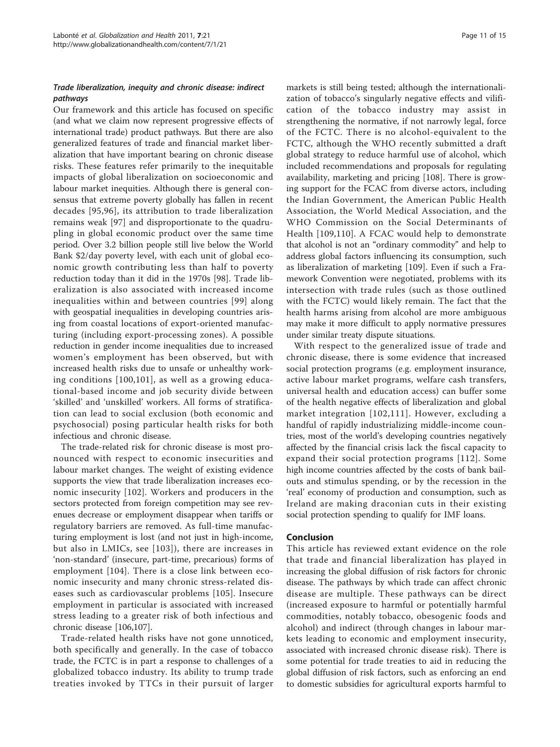### *Trade liberalization, inequity and chronic disease: indirect pathways*

Our framework and this article has focused on specific (and what we claim now represent progressive effects of international trade) product pathways. But there are also generalized features of trade and financial market liberalization that have important bearing on chronic disease risks. These features refer primarily to the inequitable impacts of global liberalization on socioeconomic and labour market inequities. Although there is general consensus that extreme poverty globally has fallen in recent decades [95,96], its attribution to trade liberalization remains weak [97] and disproportionate to the quadrupling in global economic product over the same time period. Over 3.2 billion people still live below the World Bank $2/day poverty level, with each unit of global economic growth contributing less than half to poverty reduction today than it did in the 1970s [98]. Trade liberalization is also associated with increased income inequalities within and between countries [99] along with geospatial inequalities in developing countries arising from coastal locations of export-oriented manufacturing (including export-processing zones). A possible reduction in gender income inequalities due to increased women's employment has been observed, but with increased health risks due to unsafe or unhealthy working conditions [100,101], as well as a growing educational-based income and job security divide between 'skilled' and 'unskilled' workers. All forms of stratification can lead to social exclusion (both economic and psychosocial) posing particular health risks for both infectious and chronic disease.

The trade-related risk for chronic disease is most pronounced with respect to economic insecurities and labour market changes. The weight of existing evidence supports the view that trade liberalization increases economic insecurity [102]. Workers and producers in the sectors protected from foreign competition may see revenues decrease or employment disappear when tariffs or regulatory barriers are removed. As full-time manufacturing employment is lost (and not just in high-income, but also in LMICs, see [103]), there are increases in 'non-standard' (insecure, part-time, precarious) forms of employment [104]. There is a close link between economic insecurity and many chronic stress-related diseases such as cardiovascular problems [105]. Insecure employment in particular is associated with increased stress leading to a greater risk of both infectious and chronic disease [106,107].

Trade-related health risks have not gone unnoticed, both specifically and generally. In the case of tobacco trade, the FCTC is in part a response to challenges of a globalized tobacco industry. Its ability to trump trade treaties invoked by TTCs in their pursuit of larger markets is still being tested; although the internationalization of tobacco's singularly negative effects and vilification of the tobacco industry may assist in strengthening the normative, if not narrowly legal, force of the FCTC. There is no alcohol-equivalent to the FCTC, although the WHO recently submitted a draft global strategy to reduce harmful use of alcohol, which included recommendations and proposals for regulating availability, marketing and pricing [108]. There is growing support for the FCAC from diverse actors, including the Indian Government, the American Public Health Association, the World Medical Association, and the WHO Commission on the Social Determinants of Health [109,110]. A FCAC would help to demonstrate that alcohol is not an "ordinary commodity" and help to address global factors influencing its consumption, such as liberalization of marketing [109]. Even if such a Framework Convention were negotiated, problems with its intersection with trade rules (such as those outlined with the FCTC) would likely remain. The fact that the health harms arising from alcohol are more ambiguous may make it more difficult to apply normative pressures under similar treaty dispute situations.

With respect to the generalized issue of trade and chronic disease, there is some evidence that increased social protection programs (e.g. employment insurance, active labour market programs, welfare cash transfers, universal health and education access) can buffer some of the health negative effects of liberalization and global market integration [102,111]. However, excluding a handful of rapidly industrializing middle-income countries, most of the world's developing countries negatively affected by the financial crisis lack the fiscal capacity to expand their social protection programs [112]. Some high income countries affected by the costs of bank bailouts and stimulus spending, or by the recession in the 'real' economy of production and consumption, such as Ireland are making draconian cuts in their existing social protection spending to qualify for IMF loans.

## Conclusion

This article has reviewed extant evidence on the role that trade and financial liberalization has played in increasing the global diffusion of risk factors for chronic disease. The pathways by which trade can affect chronic disease are multiple. These pathways can be direct (increased exposure to harmful or potentially harmful commodities, notably tobacco, obesogenic foods and alcohol) and indirect (through changes in labour markets leading to economic and employment insecurity, associated with increased chronic disease risk). There is some potential for trade treaties to aid in reducing the global diffusion of risk factors, such as enforcing an end to domestic subsidies for agricultural exports harmful to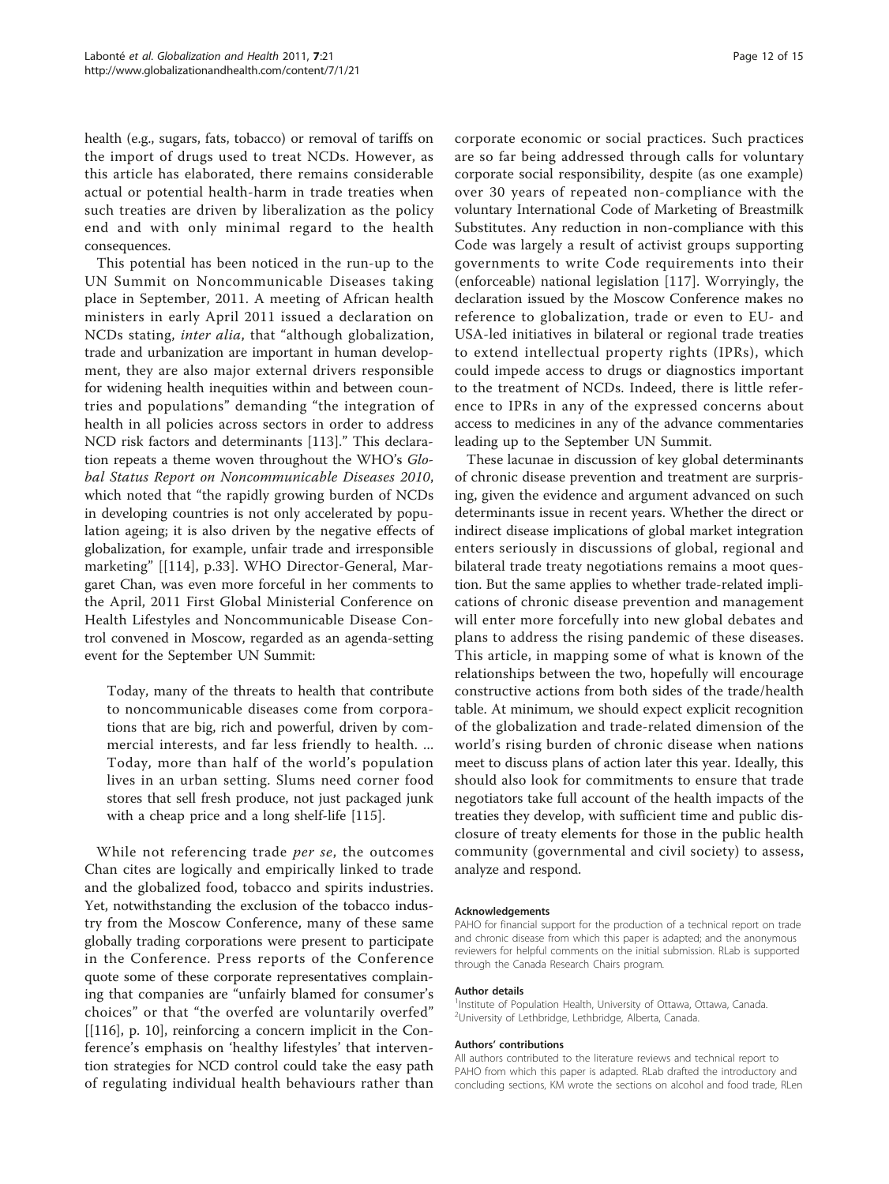health (e.g., sugars, fats, tobacco) or removal of tariffs on the import of drugs used to treat NCDs. However, as this article has elaborated, there remains considerable actual or potential health-harm in trade treaties when such treaties are driven by liberalization as the policy end and with only minimal regard to the health consequences.

This potential has been noticed in the run-up to the UN Summit on Noncommunicable Diseases taking place in September, 2011. A meeting of African health ministers in early April 2011 issued a declaration on NCDs stating, *inter alia*, that "although globalization, trade and urbanization are important in human development, they are also major external drivers responsible for widening health inequities within and between countries and populations" demanding "the integration of health in all policies across sectors in order to address NCD risk factors and determinants [113]." This declaration repeats a theme woven throughout the WHO's *Global Status Report on Noncommunicable Diseases 2010*, which noted that "the rapidly growing burden of NCDs in developing countries is not only accelerated by population ageing; it is also driven by the negative effects of globalization, for example, unfair trade and irresponsible marketing" [[114], p.33]. WHO Director-General, Margaret Chan, was even more forceful in her comments to the April, 2011 First Global Ministerial Conference on Health Lifestyles and Noncommunicable Disease Control convened in Moscow, regarded as an agenda-setting event for the September UN Summit:

> Today, many of the threats to health that contribute to noncommunicable diseases come from corporations that are big, rich and powerful, driven by commercial interests, and far less friendly to health. ... Today, more than half of the world's population lives in an urban setting. Slums need corner food stores that sell fresh produce, not just packaged junk with a cheap price and a long shelf-life [115].

While not referencing trade *per se*, the outcomes Chan cites are logically and empirically linked to trade and the globalized food, tobacco and spirits industries. Yet, notwithstanding the exclusion of the tobacco industry from the Moscow Conference, many of these same globally trading corporations were present to participate in the Conference. Press reports of the Conference quote some of these corporate representatives complaining that companies are "unfairly blamed for consumer's choices" or that "the overfed are voluntarily overfed" [[116], p. 10], reinforcing a concern implicit in the Conference's emphasis on 'healthy lifestyles' that intervention strategies for NCD control could take the easy path of regulating individual health behaviours rather than corporate economic or social practices. Such practices are so far being addressed through calls for voluntary corporate social responsibility, despite (as one example) over 30 years of repeated non-compliance with the voluntary International Code of Marketing of Breastmilk Substitutes. Any reduction in non-compliance with this Code was largely a result of activist groups supporting governments to write Code requirements into their (enforceable) national legislation [117]. Worryingly, the declaration issued by the Moscow Conference makes no reference to globalization, trade or even to EU- and USA-led initiatives in bilateral or regional trade treaties to extend intellectual property rights (IPRs), which could impede access to drugs or diagnostics important to the treatment of NCDs. Indeed, there is little reference to IPRs in any of the expressed concerns about access to medicines in any of the advance commentaries leading up to the September UN Summit.

These lacunae in discussion of key global determinants of chronic disease prevention and treatment are surprising, given the evidence and argument advanced on such determinants issue in recent years. Whether the direct or indirect disease implications of global market integration enters seriously in discussions of global, regional and bilateral trade treaty negotiations remains a moot question. But the same applies to whether trade-related implications of chronic disease prevention and management will enter more forcefully into new global debates and plans to address the rising pandemic of these diseases. This article, in mapping some of what is known of the relationships between the two, hopefully will encourage constructive actions from both sides of the trade/health table. At minimum, we should expect explicit recognition of the globalization and trade-related dimension of the world's rising burden of chronic disease when nations meet to discuss plans of action later this year. Ideally, this should also look for commitments to ensure that trade negotiators take full account of the health impacts of the treaties they develop, with sufficient time and public disclosure of treaty elements for those in the public health community (governmental and civil society) to assess, analyze and respond.

#### Acknowledgements

PAHO for financial support for the production of a technical report on trade and chronic disease from which this paper is adapted; and the anonymous reviewers for helpful comments on the initial submission. RLab is supported through the Canada Research Chairs program.

#### Author details

[1]Institute of Population Health, University of Ottawa, Ottawa, Canada. [2]University of Lethbridge, Lethbridge, Alberta, Canada.

#### Authors' contributions

All authors contributed to the literature reviews and technical report to PAHO from which this paper is adapted. RLab drafted the introductory and concluding sections, KM wrote the sections on alcohol and food trade, RLen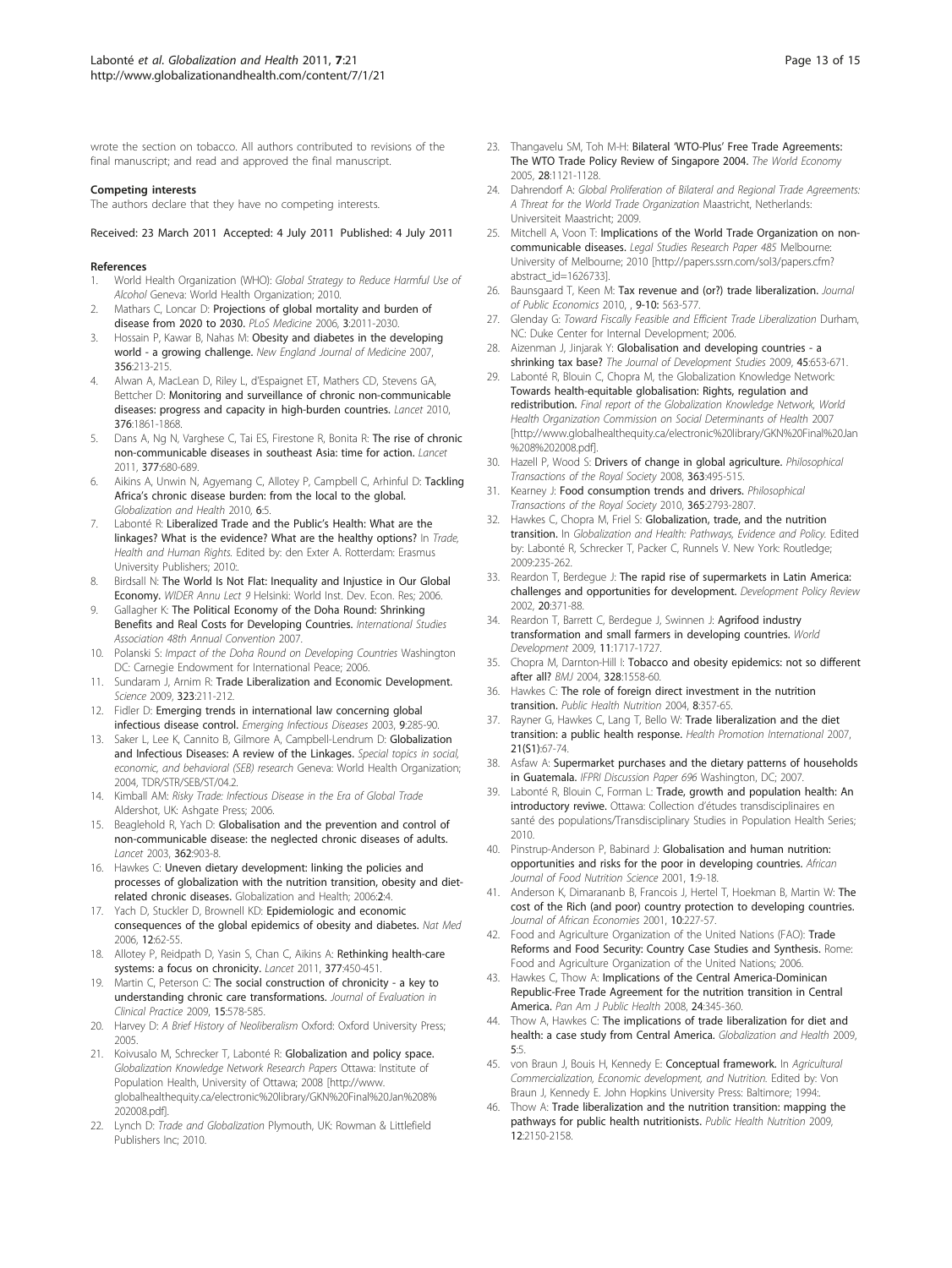wrote the section on tobacco. All authors contributed to revisions of the final manuscript; and read and approved the final manuscript.

#### Competing interests

The authors declare that they have no competing interests.

Received: 23 March 2011 Accepted: 4 July 2011 Published: 4 July 2011

#### References

1. World Health Organization (WHO): *Global Strategy to Reduce Harmful Use of Alcohol* Geneva: World Health Organization; 2010.
2. Mathers C, Loncar D: **Projections of global mortality and burden of disease from 2020 to 2030.** *PLoS Medicine* 2006, **3**:2011-2030.
3. Hossain P, Kawar B, Nahas M: **Obesity and diabetes in the developing world - a growing challenge.** *New England Journal of Medicine* 2007, **356**:213-215.
4. Alwan A, MacLean D, Riley L, d'Espaignet ET, Mathers CD, Stevens GA, Bettcher D: **Monitoring and surveillance of chronic non-communicable diseases: progress and capacity in high-burden countries.** *Lancet* 2010, **376**:1861-1868.
5. Dans A, Ng N, Varghese C, Tai ES, Firestone R, Bonita R: **The rise of chronic non-communicable diseases in southeast Asia: time for action.** *Lancet* 2011, **377**:680-689.
6. Aikins A, Unwin N, Agyemang C, Allotey P, Campbell C, Arhinful D: **Tackling Africa's chronic disease burden: from the local to the global.** *Globalization and Health* 2010, **6**:5.
7. Labonté R: **Liberalized Trade and the Public's Health: What are the linkages? What is the evidence? What are the healthy options?** In *Trade, Health and Human Rights.* Edited by: den Exter A. Rotterdam: Erasmus University Publishers; 2010:.
8. Birdsall N: **The World Is Not Flat: Inequality and Injustice in Our Global Economy.** *WIDER Annu Lect 9* Helsinki: World Inst. Dev. Econ. Res; 2006.
9. Gallagher K: **The Political Economy of the Doha Round: Shrinking Benefits and Real Costs for Developing Countries.** *International Studies Association 48th Annual Convention* 2007.
10. Polanski S: *Impact of the Doha Round on Developing Countries* Washington DC: Carnegie Endowment for International Peace; 2006.
11. Sundaram J, Arnim R: **Trade Liberalization and Economic Development.** *Science* 2009, **323**:211-212.
12. Fidler D: **Emerging trends in international law concerning global infectious disease control.** *Emerging Infectious Diseases* 2003, **9**:285-90.
13. Saker L, Lee K, Cannito B, Gilmore A, Campbell-Lendrum D: **Globalization and Infectious Diseases: A review of the Linkages.** *Special topics in social, economic, and behavioral (SEB) research* Geneva: World Health Organization; 2004, TDR/STR/SEB/ST/04.2.
14. Kimball AM: *Risky Trade: Infectious Disease in the Era of Global Trade* Aldershot, UK: Ashgate Press; 2006.
15. Beaglehold R, Yach D: **Globalisation and the prevention and control of non-communicable disease: the neglected chronic diseases of adults.** *Lancet* 2003, **362**:903-8.
16. Hawkes C: **Uneven dietary development: linking the policies and processes of globalization with the nutrition transition, obesity and diet-related chronic diseases.** Globalization and Health; 2006:2:4.
17. Yach D, Stuckler D, Brownell KD: **Epidemiologic and economic consequences of the global epidemics of obesity and diabetes.** *Nat Med* 2006, **12**:62-55.
18. Allotey P, Reidpath D, Yasin S, Chan C, Aikins A: **Rethinking health-care systems: a focus on chronicity.** *Lancet* 2011, **377**:450-451.
19. Martin C, Peterson C: **The social construction of chronicity - a key to understanding chronic care transformations.** *Journal of Evaluation in Clinical Practice* 2009, **15**:578-585.
20. Harvey D: *A Brief History of Neoliberalism* Oxford: Oxford University Press; 2005.
21. Koivusalo M, Schrecker T, Labonté R: **Globalization and policy space.** *Globalization Knowledge Network Research Papers* Ottawa: Institute of Population Health, University of Ottawa; 2008 [http://www.globalhealthequity.ca/electronic%20library/GKN%20Final%20Jan%208%202008.pdf].
22. Lynch D: *Trade and Globalization* Plymouth, UK: Rowman & Littlefield Publishers Inc; 2010.
23. Thangavelu SM, Toh M-H: **Bilateral 'WTO-Plus' Free Trade Agreements: The WTO Trade Policy Review of Singapore 2004.** *The World Economy* 2005, **28**:1121-1128.
24. Dahrendorf A: *Global Proliferation of Bilateral and Regional Trade Agreements: A Threat for the World Trade Organization* Maastricht, Netherlands: Universiteit Maastricht; 2009.
25. Mitchell A, Voon T: **Implications of the World Trade Organization on non-communicable diseases.** *Legal Studies Research Paper 485* Melbourne: University of Melbourne; 2010 [http://papers.ssrn.com/sol3/papers.cfm?abstract_id=1626733].
26. Baunsgaard T, Keen M: **Tax revenue and (or?) trade liberalization.** *Journal of Public Economics* 2010, , **9-10**: 563-577.
27. Glenday G: *Toward Fiscally Feasible and Efficient Trade Liberalization* Durham, NC: Duke Center for Internal Development; 2006.
28. Aizenman J, Jinjarak Y: **Globalisation and developing countries - a shrinking tax base?** *The Journal of Development Studies* 2009, **45**:653-671.
29. Labonté R, Blouin C, Chopra M, the Globalization Knowledge Network: **Towards health-equitable globalisation: Rights, regulation and redistribution.** *Final report of the Globalization Knowledge Network, World Health Organization Commission on Social Determinants of Health* 2007 [http://www.globalhealthequity.ca/electronic%20library/GKN%20Final%20Jan%208%202008.pdf].
30. Hazell P, Wood S: **Drivers of change in global agriculture.** *Philosophical Transactions of the Royal Society* 2008, **363**:495-515.
31. Kearney J: **Food consumption trends and drivers.** *Philosophical Transactions of the Royal Society* 2010, **365**:2793-2807.
32. Hawkes C, Chopra M, Friel S: **Globalization, trade, and the nutrition transition.** In *Globalization and Health: Pathways, Evidence and Policy.* Edited by: Labonté R, Schrecker T, Packer C, Runnels V. New York: Routledge; 2009:235-262.
33. Reardon T, Berdegue J: **The rapid rise of supermarkets in Latin America: challenges and opportunities for development.** *Development Policy Review* 2002, **20**:371-88.
34. Reardon T, Barrett C, Berdegue J, Swinnen J: **Agrifood industry transformation and small farmers in developing countries.** *World Development* 2009, **11**:1717-1727.
35. Chopra M, Darnton-Hill I: **Tobacco and obesity epidemics: not so different after all?** *BMJ* 2004, **328**:1558-60.
36. Hawkes C: **The role of foreign direct investment in the nutrition transition.** *Public Health Nutrition* 2004, **8**:357-65.
37. Rayner G, Hawkes C, Lang T, Bello W: **Trade liberalization and the diet transition: a public health response.** *Health Promotion International* 2007, **21(S1)**:67-74.
38. Asfaw A: **Supermarket purchases and the dietary patterns of households in Guatemala.** *IFPRI Discussion Paper 696* Washington, DC; 2007.
39. Labonté R, Blouin C, Forman L: **Trade, growth and population health: An introductory reviwe.** Ottawa: Collection d'études transdisciplinaires en santé des populations/Transdisciplinary Studies in Population Health Series; 2010.
40. Pinstrup-Anderson P, Babinard J: **Globalisation and human nutrition: opportunities and risks for the poor in developing countries.** *African Journal of Food Nutrition Science* 2001, **1**:9-18.
41. Anderson K, Dimarananb B, Francois J, Hertel T, Hoekman B, Martin W: **The cost of the Rich (and poor) country protection to developing countries.** *Journal of African Economies* 2001, **10**:227-57.
42. Food and Agriculture Organization of the United Nations (FAO): **Trade Reforms and Food Security: Country Case Studies and Synthesis.** Rome: Food and Agriculture Organization of the United Nations; 2006.
43. Hawkes C, Thow A: **Implications of the Central America-Dominican Republic-Free Trade Agreement for the nutrition transition in Central America.** *Pan Am J Public Health* 2008, **24**:345-360.
44. Thow A, Hawkes C: **The implications of trade liberalization for diet and health: a case study from Central America.** *Globalization and Health* 2009, **5**:5.
45. von Braun J, Bouis H, Kennedy E: **Conceptual framework.** In *Agricultural Commercialization, Economic development, and Nutrition.* Edited by: Von Braun J, Kennedy E. John Hopkins University Press: Baltimore; 1994:.
46. Thow A: **Trade liberalization and the nutrition transition: mapping the pathways for public health nutritionists.** *Public Health Nutrition* 2009, **12**:2150-2158.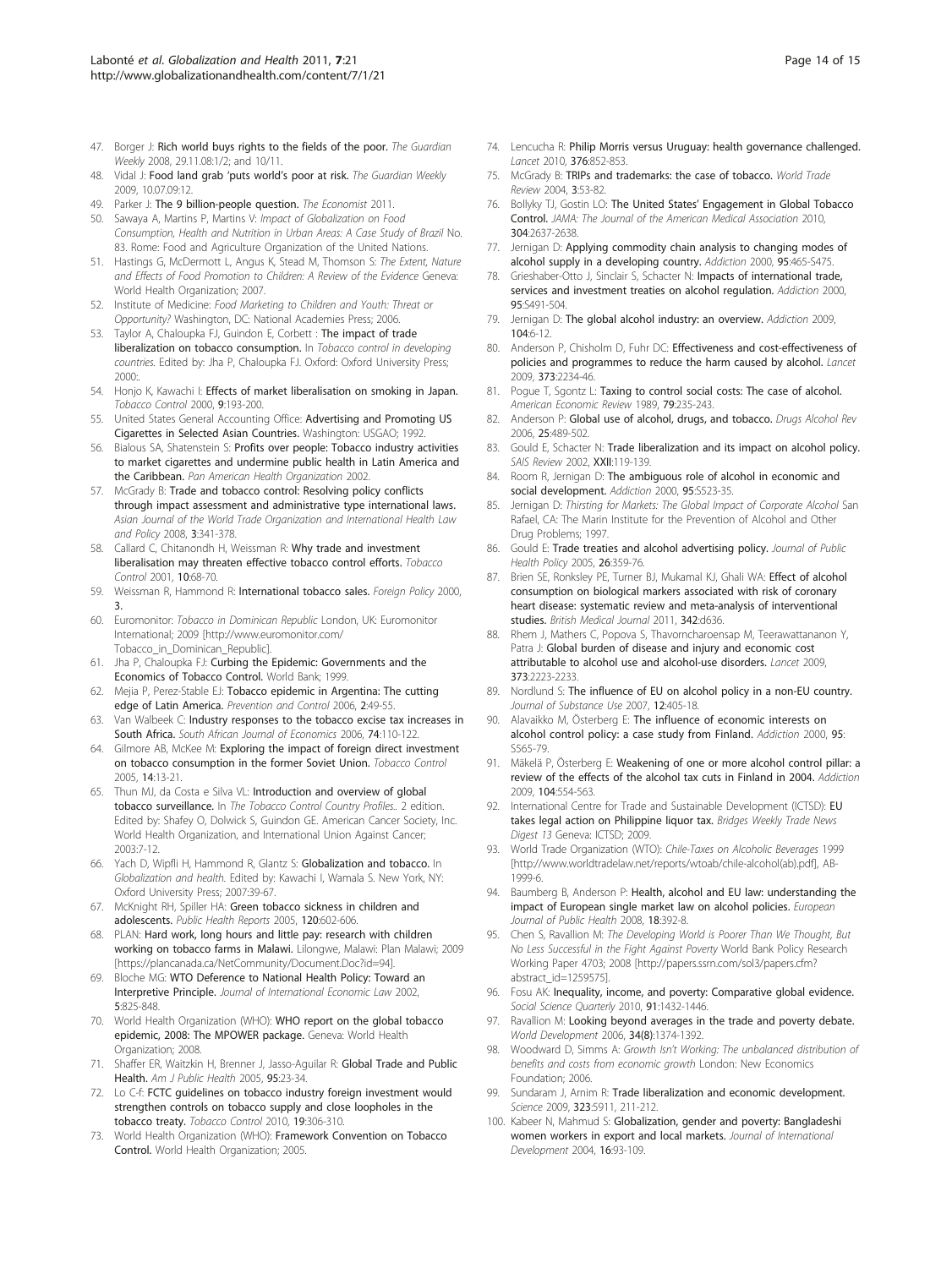47. Borger J: Rich world buys rights to the fields of the poor. *The Guardian Weekly* 2008, 29.11.08:1/2; and 10/11.
48. Vidal J: Food land grab 'puts world's poor at risk. *The Guardian Weekly* 2009, 10.07.09:12.
49. Parker J: The 9 billion-people question. *The Economist* 2011.
50. Sawaya A, Martins P, Martins V: *Impact of Globalization on Food Consumption, Health and Nutrition in Urban Areas: A Case Study of Brazil* No. 83. Rome: Food and Agriculture Organization of the United Nations.
51. Hastings G, McDermott L, Angus K, Stead M, Thomson S: *The Extent, Nature and Effects of Food Promotion to Children: A Review of the Evidence* Geneva: World Health Organization; 2007.
52. Institute of Medicine: *Food Marketing to Children and Youth: Threat or Opportunity?* Washington, DC: National Academies Press; 2006.
53. Taylor A, Chaloupka FJ, Guindon E, Corbett : The impact of trade liberalization on tobacco consumption. In *Tobacco control in developing countries.* Edited by: Jha P, Chaloupka FJ. Oxford: Oxford University Press; 2000:.
54. Honjo K, Kawachi I: Effects of market liberalisation on smoking in Japan. *Tobacco Control* 2000, **9**:193-200.
55. United States General Accounting Office: Advertising and Promoting US Cigarettes in Selected Asian Countries. Washington: USGAO; 1992.
56. Bialous SA, Shatenstein S: Profits over people: Tobacco industry activities to market cigarettes and undermine public health in Latin America and the Caribbean. *Pan American Health Organization* 2002.
57. McGrady B: Trade and tobacco control: Resolving policy conflicts through impact assessment and administrative type international laws. *Asian Journal of the World Trade Organization and International Health Law and Policy* 2008, **3**:341-378.
58. Callard C, Chitanondh H, Weissman R: Why trade and investment liberalisation may threaten effective tobacco control efforts. *Tobacco Control* 2001, **10**:68-70.
59. Weissman R, Hammond R: International tobacco sales. *Foreign Policy* 2000, **3**.
60. Euromonitor: *Tobacco in Dominican Republic* London, UK: Euromonitor International; 2009 [http://www.euromonitor.com/Tobacco_in_Dominican_Republic].
61. Jha P, Chaloupka FJ: Curbing the Epidemic: Governments and the Economics of Tobacco Control. World Bank; 1999.
62. Mejia P, Perez-Stable EJ: Tobacco epidemic in Argentina: The cutting edge of Latin America. *Prevention and Control* 2006, **2**:49-55.
63. Van Walbeek C: Industry responses to the tobacco excise tax increases in South Africa. *South African Journal of Economics* 2006, **74**:110-122.
64. Gilmore AB, McKee M: Exploring the impact of foreign direct investment on tobacco consumption in the former Soviet Union. *Tobacco Control* 2005, **14**:13-21.
65. Thun MJ, da Costa e Silva VL: Introduction and overview of global tobacco surveillance. In *The Tobacco Control Country Profiles.*. 2 edition. Edited by: Shafey O, Dolwick S, Guindon GE. American Cancer Society, Inc. World Health Organization, and International Union Against Cancer; 2003:7-12.
66. Yach D, Wipfli H, Hammond R, Glantz S: Globalization and tobacco. In *Globalization and health.* Edited by: Kawachi I, Wamala S. New York, NY: Oxford University Press; 2007:39-67.
67. McKnight RH, Spiller HA: Green tobacco sickness in children and adolescents. *Public Health Reports* 2005, **120**:602-606.
68. PLAN: Hard work, long hours and little pay: research with children working on tobacco farms in Malawi. Lilongwe, Malawi: Plan Malawi; 2009 [https://plancanada.ca/NetCommunity/Document.Doc?id=94].
69. Bloche MG: WTO Deference to National Health Policy: Toward an Interpretive Principle. *Journal of International Economic Law* 2002, **5**:825-848.
70. World Health Organization (WHO): WHO report on the global tobacco epidemic, 2008: The MPOWER package. Geneva: World Health Organization; 2008.
71. Shaffer ER, Waitzkin H, Brenner J, Jasso-Aguilar R: Global Trade and Public Health. *Am J Public Health* 2005, **95**:23-34.
72. Lo C-f: FCTC guidelines on tobacco industry foreign investment would strengthen controls on tobacco supply and close loopholes in the tobacco treaty. *Tobacco Control* 2010, **19**:306-310.
73. World Health Organization (WHO): Framework Convention on Tobacco Control. World Health Organization; 2005.
74. Lencucha R: Philip Morris versus Uruguay: health governance challenged. *Lancet* 2010, **376**:852-853.
75. McGrady B: TRIPs and trademarks: the case of tobacco. *World Trade Review* 2004, **3**:53-82.
76. Bollyky TJ, Gostin LO: The United States' Engagement in Global Tobacco Control. *JAMA: The Journal of the American Medical Association* 2010, **304**:2637-2638.
77. Jernigan D: Applying commodity chain analysis to changing modes of alcohol supply in a developing country. *Addiction* 2000, **95**:465-S475.
78. Grieshaber-Otto J, Sinclair S, Schacter N: Impacts of international trade, services and investment treaties on alcohol regulation. *Addiction* 2000, **95**:S491-504.
79. Jernigan D: The global alcohol industry: an overview. *Addiction* 2009, **104**:6-12.
80. Anderson P, Chisholm D, Fuhr DC: Effectiveness and cost-effectiveness of policies and programmes to reduce the harm caused by alcohol. *Lancet* 2009, **373**:2234-46.
81. Pogue T, Sgontz L: Taxing to control social costs: The case of alcohol. *American Economic Review* 1989, **79**:235-243.
82. Anderson P: Global use of alcohol, drugs, and tobacco. *Drugs Alcohol Rev* 2006, **25**:489-502.
83. Gould E, Schacter N: Trade liberalization and its impact on alcohol policy. *SAIS Review* 2002, **XXII**:119-139.
84. Room R, Jernigan D: The ambiguous role of alcohol in economic and social development. *Addiction* 2000, **95**:S523-35.
85. Jernigan D: *Thirsting for Markets: The Global Impact of Corporate Alcohol* San Rafael, CA: The Marin Institute for the Prevention of Alcohol and Other Drug Problems; 1997.
86. Gould E: Trade treaties and alcohol advertising policy. *Journal of Public Health Policy* 2005, **26**:359-76.
87. Brien SE, Ronksley PE, Turner BJ, Mukamal KJ, Ghali WA: Effect of alcohol consumption on biological markers associated with risk of coronary heart disease: systematic review and meta-analysis of interventional studies. *British Medical Journal* 2011, **342**:d636.
88. Rhem J, Mathers C, Popova S, Thavorncharoensap M, Teerawattananon Y, Patra J: Global burden of disease and injury and economic cost attributable to alcohol use and alcohol-use disorders. *Lancet* 2009, **373**:2223-2233.
89. Nordlund S: The influence of EU on alcohol policy in a non-EU country. *Journal of Substance Use* 2007, **12**:405-18.
90. Alavaikko M, Österberg E: The influence of economic interests on alcohol control policy: a case study from Finland. *Addiction* 2000, **95**: S565-79.
91. Mäkelä P, Österberg E: Weakening of one or more alcohol control pillar: a review of the effects of the alcohol tax cuts in Finland in 2004. *Addiction* 2009, **104**:554-563.
92. International Centre for Trade and Sustainable Development (ICTSD): EU takes legal action on Philippine liquor tax. *Bridges Weekly Trade News Digest 13* Geneva: ICTSD; 2009.
93. World Trade Organization (WTO): *Chile-Taxes on Alcoholic Beverages* 1999 [http://www.worldtradelaw.net/reports/wtoab/chile-alcohol(ab).pdf], AB-1999-6.
94. Baumberg B, Anderson P: Health, alcohol and EU law: understanding the impact of European single market law on alcohol policies. *European Journal of Public Health* 2008, **18**:392-8.
95. Chen S, Ravallion M: *The Developing World is Poorer Than We Thought, But No Less Successful in the Fight Against Poverty* World Bank Policy Research Working Paper 4703; 2008 [http://papers.ssrn.com/sol3/papers.cfm?abstract_id=1259575].
96. Fosu AK: Inequality, income, and poverty: Comparative global evidence. *Social Science Quarterly* 2010, **91**:1432-1446.
97. Ravallion M: Looking beyond averages in the trade and poverty debate. *World Development* 2006, **34(8)**:1374-1392.
98. Woodward D, Simms A: *Growth Isn't Working: The unbalanced distribution of benefits and costs from economic growth* London: New Economics Foundation; 2006.
99. Sundaram J, Arnim R: Trade liberalization and economic development. *Science* 2009, **323**:5911, 211-212.
100. Kabeer N, Mahmud S: Globalization, gender and poverty: Bangladeshi women workers in export and local markets. *Journal of International Development* 2004, **16**:93-109.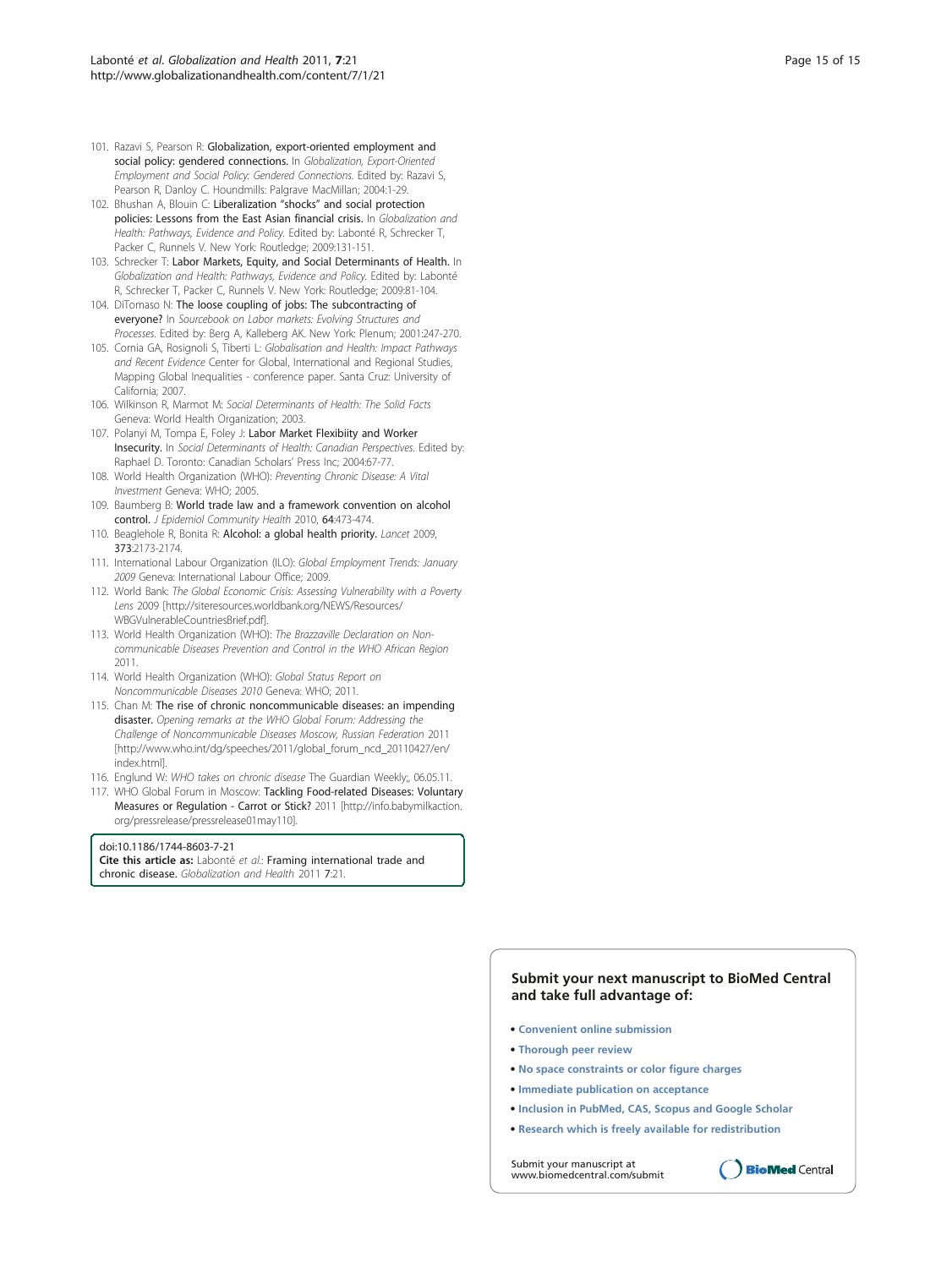101. Razavi S, Pearson R: **Globalization, export-oriented employment and social policy: gendered connections.** In *Globalization, Export-Oriented Employment and Social Policy: Gendered Connections.* Edited by: Razavi S, Pearson R, Danloy C. Houndmills: Palgrave MacMillan; 2004:1-29.
102. Bhushan A, Blouin C: **Liberalization "shocks" and social protection policies: Lessons from the East Asian financial crisis.** In *Globalization and Health: Pathways, Evidence and Policy.* Edited by: Labonté R, Schrecker T, Packer C, Runnels V. New York: Routledge; 2009:131-151.
103. Schrecker T: **Labor Markets, Equity, and Social Determinants of Health.** In *Globalization and Health: Pathways, Evidence and Policy.* Edited by: Labonté R, Schrecker T, Packer C, Runnels V. New York: Routledge; 2009:81-104.
104. DiTomaso N: **The loose coupling of jobs: The subcontracting of everyone?** In *Sourcebook on Labor markets: Evolving Structures and Processes.* Edited by: Berg A, Kalleberg AK. New York: Plenum; 2001:247-270.
105. Cornia GA, Rosignoli S, Tiberti L: *Globalisation and Health: Impact Pathways and Recent Evidence* Center for Global, International and Regional Studies, Mapping Global Inequalities - conference paper. Santa Cruz: University of California; 2007.
106. Wilkinson R, Marmot M: *Social Determinants of Health: The Solid Facts* Geneva: World Health Organization; 2003.
107. Polanyi M, Tompa E, Foley J: **Labor Market Flexibiity and Worker Insecurity.** In *Social Determinants of Health: Canadian Perspectives.* Edited by: Raphael D. Toronto: Canadian Scholars' Press Inc; 2004:67-77.
108. World Health Organization (WHO): *Preventing Chronic Disease: A Vital Investment* Geneva: WHO; 2005.
109. Baumberg B: **World trade law and a framework convention on alcohol control.** *J Epidemiol Community Health* 2010, **64**:473-474.
110. Beaglehole R, Bonita R: **Alcohol: a global health priority.** *Lancet* 2009, **373**:2173-2174.
111. International Labour Organization (ILO): *Global Employment Trends: January 2009* Geneva: International Labour Office; 2009.
112. World Bank: *The Global Economic Crisis: Assessing Vulnerability with a Poverty Lens* 2009 [http://siteresources.worldbank.org/NEWS/Resources/WBGVulnerableCountriesBrief.pdf].
113. World Health Organization (WHO): *The Brazzaville Declaration on Non-communicable Diseases Prevention and Control in the WHO African Region* 2011.
114. World Health Organization (WHO): *Global Status Report on Noncommunicable Diseases 2010* Geneva: WHO; 2011.
115. Chan M: **The rise of chronic noncommunicable diseases: an impending disaster.** *Opening remarks at the WHO Global Forum: Addressing the Challenge of Noncommunicable Diseases Moscow, Russian Federation* 2011 [http://www.who.int/dg/speeches/2011/global_forum_ncd_20110427/en/index.html].
116. Englund W: *WHO takes on chronic disease* The Guardian Weekly;, 06.05.11.
117. WHO Global Forum in Moscow: **Tackling Food-related Diseases: Voluntary Measures or Regulation - Carrot or Stick?** 2011 [http://info.babymilkaction.org/pressrelease/pressrelease01may110].

doi:10.1186/1744-8603-7-21
**Cite this article as:** Labonté *et al.*: Framing international trade and chronic disease. *Globalization and Health* 2011 **7**:21.

**Submit your next manuscript to BioMed Central and take full advantage of:**

- Convenient online submission
- Thorough peer review
- No space constraints or color figure charges
- Immediate publication on acceptance
- Inclusion in PubMed, CAS, Scopus and Google Scholar
- Research which is freely available for redistribution

Submit your manuscript at
www.biomedcentral.com/submit

BioMed Central